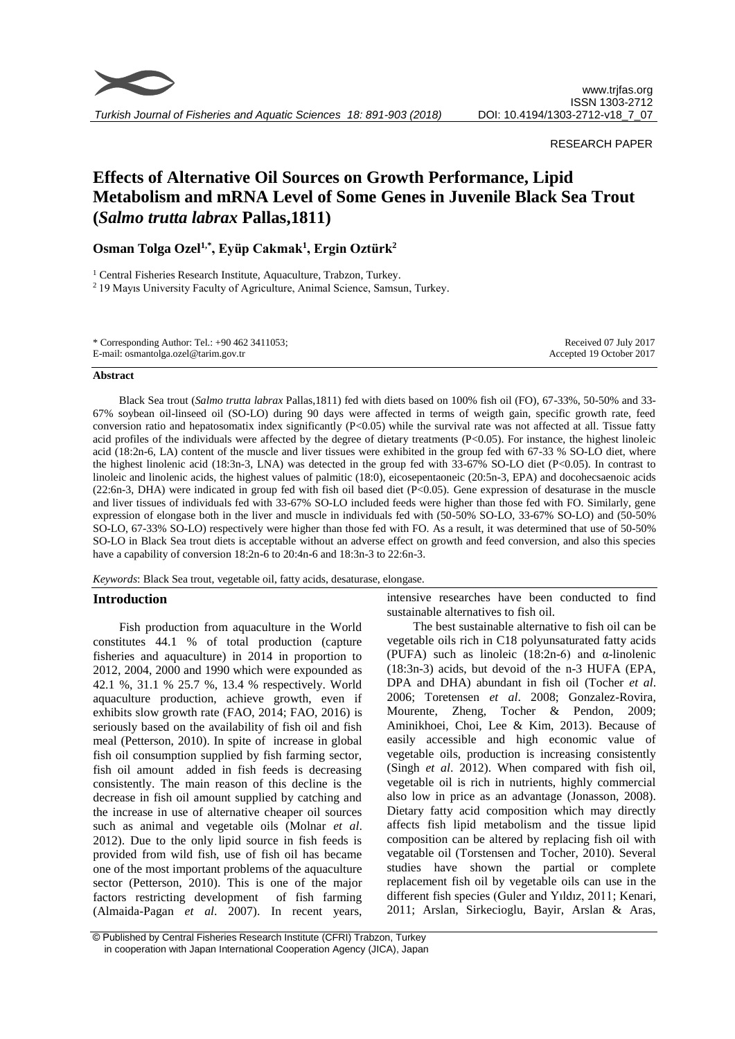RESEARCH PAPER

# Effects of Alternative Oil Sources on Growth Performance, Lipid Metabolism and mRNA Level of Some Genes in Juvenile Black Sea Trout (*Salmo trutta labrax* Pallas,1811)

**Osman Tolga Ozel[1,*], Eyüp Cakmak[1], Ergin Oztürk[2]**

[1] Central Fisheries Research Institute, Aquaculture, Trabzon, Turkey.
[2] 19 Mayıs University Faculty of Agriculture, Animal Science, Samsun, Turkey.

\* Corresponding Author: Tel.: +90 462 3411053;
E-mail: osmantolga.ozel@tarim.gov.tr

Received 07 July 2017
Accepted 19 October 2017

## Abstract

Black Sea trout (*Salmo trutta labrax* Pallas,1811) fed with diets based on 100% fish oil (FO), 67-33%, 50-50% and 33-67% soybean oil-linseed oil (SO-LO) during 90 days were affected in terms of weigth gain, specific growth rate, feed conversion ratio and hepatosomatix index significantly ($P<0.05$) while the survival rate was not affected at all. Tissue fatty acid profiles of the individuals were affected by the degree of dietary treatments ($P<0.05$). For instance, the highest linoleic acid (18:2n-6, LA) content of the muscle and liver tissues were exhibited in the group fed with 67-33 % SO-LO diet, where the highest linolenic acid (18:3n-3, LNA) was detected in the group fed with 33-67% SO-LO diet ($P<0.05$). In contrast to linoleic and linolenic acids, the highest values of palmitic (18:0), eicosepentaoneic (20:5n-3, EPA) and docohecsaenoic acids (22:6n-3, DHA) were indicated in group fed with fish oil based diet ($P<0.05$). Gene expression of desaturase in the muscle and liver tissues of individuals fed with 33-67% SO-LO included feeds were higher than those fed with FO. Similarly, gene expression of elongase both in the liver and muscle in individuals fed with (50-50% SO-LO, 33-67% SO-LO) and (50-50% SO-LO, 67-33% SO-LO) respectively were higher than those fed with FO. As a result, it was determined that use of 50-50% SO-LO in Black Sea trout diets is acceptable without an adverse effect on growth and feed conversion, and also this species have a capability of conversion 18:2n-6 to 20:4n-6 and 18:3n-3 to 22:6n-3.

*Keywords*: Black Sea trout, vegetable oil, fatty acids, desaturase, elongase.

## Introduction

Fish production from aquaculture in the World constitutes 44.1 % of total production (capture fisheries and aquaculture) in 2014 in proportion to 2012, 2004, 2000 and 1990 which were expounded as 42.1 %, 31.1 % 25.7 %, 13.4 % respectively. World aquaculture production, achieve growth, even if exhibits slow growth rate (FAO, 2014; FAO, 2016) is seriously based on the availability of fish oil and fish meal (Petterson, 2010). In spite of increase in global fish oil consumption supplied by fish farming sector, fish oil amount added in fish feeds is decreasing consistently. The main reason of this decline is the decrease in fish oil amount supplied by catching and the increase in use of alternative cheaper oil sources such as animal and vegetable oils (Molnar *et al*. 2012). Due to the only lipid source in fish feeds is provided from wild fish, use of fish oil has became one of the most important problems of the aquaculture sector (Petterson, 2010). This is one of the major factors restricting development of fish farming (Almaida-Pagan *et al*. 2007). In recent years, intensive researches have been conducted to find sustainable alternatives to fish oil.

The best sustainable alternative to fish oil can be vegetable oils rich in C18 polyunsaturated fatty acids (PUFA) such as linoleic (18:2n-6) and α-linolenic (18:3n-3) acids, but devoid of the n-3 HUFA (EPA, DPA and DHA) abundant in fish oil (Tocher *et al*. 2006; Toretensen *et al*. 2008; Gonzalez-Rovira, Mourente, Zheng, Tocher & Pendon, 2009; Aminikhoei, Choi, Lee & Kim, 2013). Because of easily accessible and high economic value of vegetable oils, production is increasing consistently (Singh *et al*. 2012). When compared with fish oil, vegetable oil is rich in nutrients, highly commercial also low in price as an advantage (Jonasson, 2008). Dietary fatty acid composition which may directly affects fish lipid metabolism and the tissue lipid composition can be altered by replacing fish oil with vegatable oil (Torstensen and Tocher, 2010). Several studies have shown the partial or complete replacement fish oil by vegetable oils can use in the different fish species (Guler and Yıldız, 2011; Kenari, 2011; Arslan, Sirkecioglu, Bayir, Arslan & Aras,

© Published by Central Fisheries Research Institute (CFRI) Trabzon, Turkey in cooperation with Japan International Cooperation Agency (JICA), Japan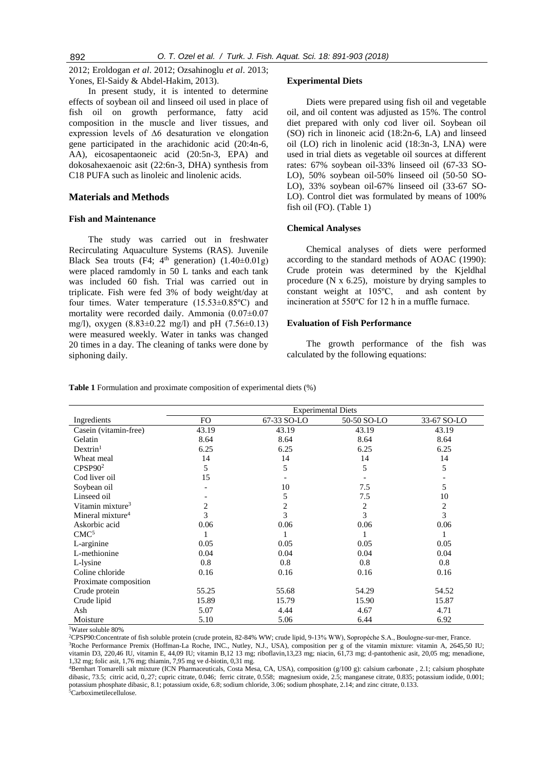2012; Eroldogan *et al*. 2012; Ozsahinoglu *et al*. 2013; Yones, El-Saidy & Abdel-Hakim, 2013).

In present study, it is intented to determine effects of soybean oil and linseed oil used in place of fish oil on growth performance, fatty acid composition in the muscle and liver tissues, and expression levels of Δ6 desaturation ve elongation gene participated in the arachidonic acid (20:4n-6, AA), eicosapentaoneic acid (20:5n-3, EPA) and dokosahexaenoic asit (22:6n-3, DHA) synthesis from C18 PUFA such as linoleic and linolenic acids.

## Materials and Methods

### Fish and Maintenance

The study was carried out in freshwater Recirculating Aquaculture Systems (RAS). Juvenile Black Sea trouts (F4; 4[th] generation) (1.40±0.01g) were placed ramdomly in 50 L tanks and each tank was included 60 fish. Trial was carried out in triplicate. Fish were fed 3% of body weight/day at four times. Water temperature (15.53±0.85ºC) and mortality were recorded daily. Ammonia (0.07±0.07 mg/l), oxygen (8.83±0.22 mg/l) and pH (7.56±0.13) were measured weekly. Water in tanks was changed 20 times in a day. The cleaning of tanks were done by siphoning daily.

### Experimental Diets

Diets were prepared using fish oil and vegetable oil, and oil content was adjusted as 15%. The control diet prepared with only cod liver oil. Soybean oil (SO) rich in linoneic acid (18:2n-6, LA) and linseed oil (LO) rich in linolenic acid (18:3n-3, LNA) were used in trial diets as vegetable oil sources at different rates: 67% soybean oil-33% linseed oil (67-33 SO-LO), 50% soybean oil-50% linseed oil (50-50 SO-LO), 33% soybean oil-67% linseed oil (33-67 SO-LO). Control diet was formulated by means of 100% fish oil (FO). (Table 1)

### Chemical Analyses

Chemical analyses of diets were performed according to the standard methods of AOAC (1990): Crude protein was determined by the Kjeldhal procedure (N x 6.25), moisture by drying samples to constant weight at 105ºC, and ash content by incineration at 550ºC for 12 h in a muffle furnace.

### Evaluation of Fish Performance

The growth performance of the fish was calculated by the following equations:

**Table 1** Formulation and proximate composition of experimental diets (%)

| Ingredients | Experimental Diets | | | |
|---|---|---|---|---|
| | FO | 67-33 SO-LO | 50-50 SO-LO | 33-67 SO-LO |
| Casein (vitamin-free) | 43.19 | 43.19 | 43.19 | 43.19 |
| Gelatin | 8.64 | 8.64 | 8.64 | 8.64 |
| Dextrin[1] | 6.25 | 6.25 | 6.25 | 6.25 |
| Wheat meal | 14 | 14 | 14 | 14 |
| CPSP90[2] | 5 | 5 | 5 | 5 |
| Cod liver oil | 15 | - | - | - |
| Soybean oil | - | 10 | 7.5 | 5 |
| Linseed oil | - | 5 | 7.5 | 10 |
| Vitamin mixture[3] | 2 | 2 | 2 | 2 |
| Mineral mixture[4] | 3 | 3 | 3 | 3 |
| Askorbic acid | 0.06 | 0.06 | 0.06 | 0.06 |
| CMC[5] | 1 | 1 | 1 | 1 |
| L-arginine | 0.05 | 0.05 | 0.05 | 0.05 |
| L-methionine | 0.04 | 0.04 | 0.04 | 0.04 |
| L-lysine | 0.8 | 0.8 | 0.8 | 0.8 |
| Coline chloride | 0.16 | 0.16 | 0.16 | 0.16 |
| Proximate composition | | | | |
| Crude protein | 55.25 | 55.68 | 54.29 | 54.52 |
| Crude lipid | 15.89 | 15.79 | 15.90 | 15.87 |
| Ash | 5.07 | 4.44 | 4.67 | 4.71 |
| Moisture | 5.10 | 5.06 | 6.44 | 6.92 |

[1]Water soluble 80%
[2]CPSP90:Concentrate of fish soluble protein (crude protein, 82-84% WW; crude lipid, 9-13% WW), Sopropéche S.A., Boulogne-sur-mer, France.
[3]Roche Performance Premix (Hoffman-La Roche, INC., Nutley, N.J., USA), composition per g of the vitamin mixture: vitamin A, 2645,50 IU; vitamin D3, 220,46 IU, vitamin E, 44,09 IU; vitamin B,12 13 mg; riboflavin,13,23 mg; niacin, 61,73 mg; d-pantothenic asit, 20,05 mg; menadione, 1,32 mg; folic asit, 1,76 mg; thiamin, 7,95 mg ve d-biotin, 0,31 mg.
[4]Bernhart Tomarelli salt mixture (ICN Pharmaceuticals, Costa Mesa, CA, USA), composition (g/100 g): calsium carbonate , 2.1; calsium phosphate dibasic, 73.5; citric acid, 0,.27; cupric citrate, 0.046; ferric citrate, 0.558; magnesium oxide, 2.5; manganese citrate, 0.835; potassium iodide, 0.001; potassium phosphate dibasic, 8.1; potassium oxide, 6.8; sodium chloride, 3.06; sodium phosphate, 2.14; and zinc citrate, 0.133.
[5]Carboximetilecellulose.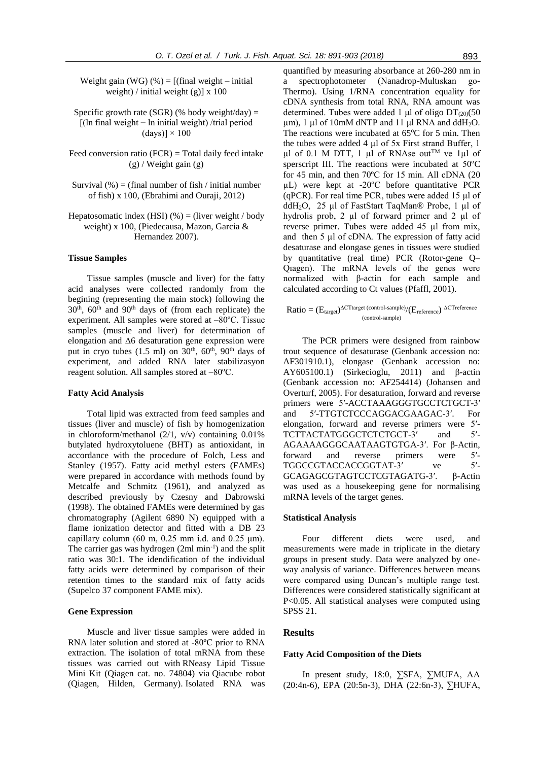Weight gain (WG) (%) = [(final weight – initial weight) / initial weight (g)] x 100

Specific growth rate (SGR) (% body weight/day) = [(ln final weight − ln initial weight) /trial period (days)] × 100

Feed conversion ratio (FCR) = Total daily feed intake (g) / Weight gain (g)

Survival (%) = (final number of fish / initial number of fish) x 100, (Ebrahimi and Ouraji, 2012)

Hepatosomatic index (HSI) (%) = (liver weight / body weight) x 100, (Piedecausa, Mazon, Garcia & Hernandez 2007).

### Tissue Samples

Tissue samples (muscle and liver) for the fatty acid analyses were collected randomly from the begining (representing the main stock) following the 30th, 60th and 90th days of (from each replicate) the experiment. All samples were stored at –80ºC. Tissue samples (muscle and liver) for determination of elongation and ∆6 desaturation gene expression were put in cryo tubes (1.5 ml) on 30th, 60th, 90th days of experiment, and added RNA later stabilizasyon reagent solution. All samples stored at –80ºC.

### Fatty Acid Analysis

Total lipid was extracted from feed samples and tissues (liver and muscle) of fish by homogenization in chloroform/methanol (2/1, v/v) containing 0.01% butylated hydroxytoluene (BHT) as antioxidant, in accordance with the procedure of Folch, Less and Stanley (1957). Fatty acid methyl esters (FAMEs) were prepared in accordance with methods found by Metcalfe and Schmitz (1961), and analyzed as described previously by Czesny and Dabrowski (1998). The obtained FAMEs were determined by gas chromatography (Agilent 6890 N) equipped with a flame ionization detector and fitted with a DB 23 capillary column (60 m, 0.25 mm i.d. and 0.25 µm). The carrier gas was hydrogen (2ml min$^{-1}$) and the split ratio was 30:1. The idendification of the individual fatty acids were determined by comparison of their retention times to the standard mix of fatty acids (Supelco 37 component FAME mix).

### Gene Expression

Muscle and liver tissue samples were added in RNA later solution and stored at -80ºC prior to RNA extraction. The isolation of total mRNA from these tissues was carried out with RNeasy Lipid Tissue Mini Kit (Qiagen cat. no. 74804) via Qiacube robot (Qiagen, Hilden, Germany). Isolated RNA was quantified by measuring absorbance at 260-280 nm in a spectrophotometer (Nanadrop-Multıskan go-Thermo). Using 1/RNA concentration equality for cDNA synthesis from total RNA, RNA amount was determined. Tubes were added 1 µl of oligo $DT_{(20)}$(50 µm), 1 µl of 10mM dNTP and 11 µl RNA and $ddH_2O$. The reactions were incubated at 65ºC for 5 min. Then the tubes were added 4 µl of 5x First strand Buffer, 1 µl of 0.1 M DTT, 1 µl of RNAse out$^{TM}$ ve 1µl of sperscript III. The reactions were incubated at 50ºC for 45 min, and then 70ºC for 15 min. All cDNA (20 µL) were kept at -20ºC before quantitative PCR (qPCR). For real time PCR, tubes were added 15 µl of $ddH_2O$, 25 µl of FastStart TaqMan® Probe, 1 µl of hydrolis prob, 2 µl of forward primer and 2 µl of reverse primer. Tubes were added 45 µl from mix, and then 5 µl of cDNA. The expression of fatty acid desaturase and elongase genes in tissues were studied by quantitative (real time) PCR (Rotor-gene Q–Qıagen). The mRNA levels of the genes were normalized with β-actin for each sample and calculated according to Ct values (Pfaffl, 2001).

$$\text{Ratio} = (E_{target})^{\Delta CTtarget\ (control\text{-}sample)}/(E_{reference})^{\Delta CTreference\ (control\text{-}sample)}$$

The PCR primers were designed from rainbow trout sequence of desaturase (Genbank accession no: AF301910.1), elongase (Genbank accession no: AY605100.1) (Sirkecioglu, 2011) and β-actin (Genbank accession no: AF254414) (Johansen and Overturf, 2005). For desaturation, forward and reverse primers were 5′-ACCTAAAGGGTGCCTCTGCT-3′ and 5′-TTGTCTCCCAGGACGAAGAC-3′. For elongation, forward and reverse primers were 5′-TCTTACTATGGGCTCTCTGCT-3′ and 5′-AGAAAAGGGCAATAAGTGTGA-3′. For β-Actin, forward and reverse primers were 5′-TGGCCGTACCACCGGTAT-3′ ve 5′-GCAGAGCGTAGTCCTCGTAGATG-3′. β-Actin was used as a housekeeping gene for normalising mRNA levels of the target genes.

### Statistical Analysis

Four different diets were used, and measurements were made in triplicate in the dietary groups in present study. Data were analyzed by one-way analysis of variance. Differences between means were compared using Duncan's multiple range test. Differences were considered statistically significant at $P<0.05$. All statistical analyses were computed using SPSS 21.

## Results

### Fatty Acid Composition of the Diets

In present study, 18:0, ∑SFA, ∑MUFA, AA (20:4n-6), EPA (20:5n-3), DHA (22:6n-3), ∑HUFA,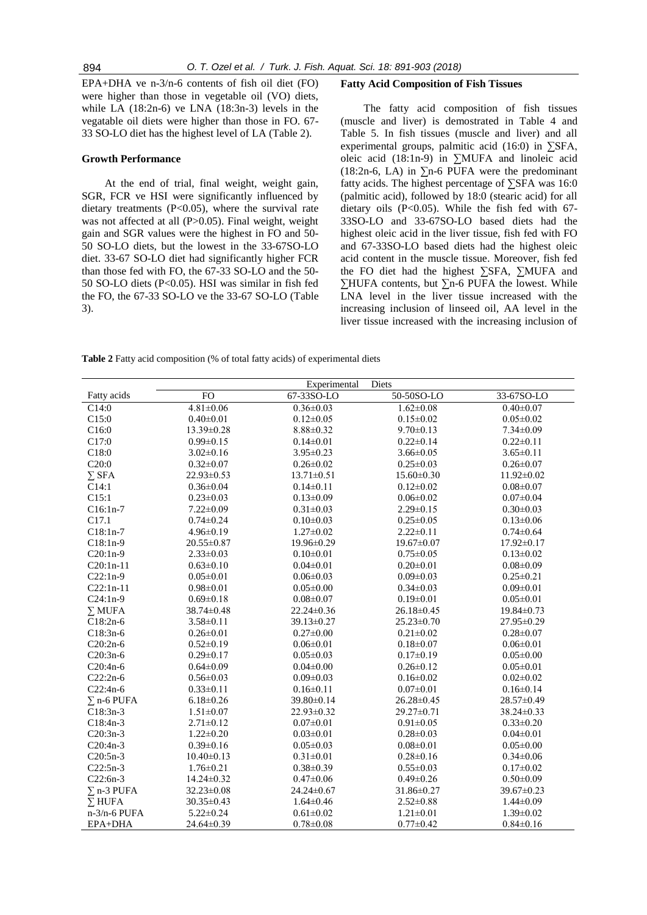EPA+DHA ve n-3/n-6 contents of fish oil diet (FO) were higher than those in vegetable oil (VO) diets, while LA (18:2n-6) ve LNA (18:3n-3) levels in the vegatable oil diets were higher than those in FO. 67-33 SO-LO diet has the highest level of LA (Table 2).

### Growth Performance

At the end of trial, final weight, weight gain, SGR, FCR ve HSI were significantly influenced by dietary treatments (P<0.05), where the survival rate was not affected at all (P>0.05). Final weight, weight gain and SGR values were the highest in FO and 50-50 SO-LO diets, but the lowest in the 33-67SO-LO diet. 33-67 SO-LO diet had significantly higher FCR than those fed with FO, the 67-33 SO-LO and the 50-50 SO-LO diets (P<0.05). HSI was similar in fish fed the FO, the 67-33 SO-LO ve the 33-67 SO-LO (Table 3).

### Fatty Acid Composition of Fish Tissues

The fatty acid composition of fish tissues (muscle and liver) is demostrated in Table 4 and Table 5. In fish tissues (muscle and liver) and all experimental groups, palmitic acid (16:0) in ∑SFA, oleic acid (18:1n-9) in ∑MUFA and linoleic acid (18:2n-6, LA) in ∑n-6 PUFA were the predominant fatty acids. The highest percentage of ∑SFA was 16:0 (palmitic acid), followed by 18:0 (stearic acid) for all dietary oils (P<0.05). While the fish fed with 67-33SO-LO and 33-67SO-LO based diets had the highest oleic acid in the liver tissue, fish fed with FO and 67-33SO-LO based diets had the highest oleic acid content in the muscle tissue. Moreover, fish fed the FO diet had the highest ∑SFA, ∑MUFA and ∑HUFA contents, but ∑n-6 PUFA the lowest. While LNA level in the liver tissue increased with the increasing inclusion of linseed oil, AA level in the liver tissue increased with the increasing inclusion of

**Table 2** Fatty acid composition (% of total fatty acids) of experimental diets

| Fatty acids | Experimental Diets | | | |
|---|---|---|---|---|
| | FO | 67-33SO-LO | 50-50SO-LO | 33-67SO-LO |
| C14:0 | 4.81±0.06 | 0.36±0.03 | 1.62±0.08 | 0.40±0.07 |
| C15:0 | 0.40±0.01 | 0.12±0.05 | 0.15±0.02 | 0.05±0.02 |
| C16:0 | 13.39±0.28 | 8.88±0.32 | 9.70±0.13 | 7.34±0.09 |
| C17:0 | 0.99±0.15 | 0.14±0.01 | 0.22±0.14 | 0.22±0.11 |
| C18:0 | 3.02±0.16 | 3.95±0.23 | 3.66±0.05 | 3.65±0.11 |
| C20:0 | 0.32±0.07 | 0.26±0.02 | 0.25±0.03 | 0.26±0.07 |
| ∑ SFA | 22.93±0.53 | 13.71±0.51 | 15.60±0.30 | 11.92±0.02 |
| C14:1 | 0.36±0.04 | 0.14±0.11 | 0.12±0.02 | 0.08±0.07 |
| C15:1 | 0.23±0.03 | 0.13±0.09 | 0.06±0.02 | 0.07±0.04 |
| C16:1n-7 | 7.22±0.09 | 0.31±0.03 | 2.29±0.15 | 0.30±0.03 |
| C17.1 | 0.74±0.24 | 0.10±0.03 | 0.25±0.05 | 0.13±0.06 |
| C18:1n-7 | 4.96±0.19 | 1.27±0.02 | 2.22±0.11 | 0.74±0.64 |
| C18:1n-9 | 20.55±0.87 | 19.96±0.29 | 19.67±0.07 | 17.92±0.17 |
| C20:1n-9 | 2.33±0.03 | 0.10±0.01 | 0.75±0.05 | 0.13±0.02 |
| C20:1n-11 | 0.63±0.10 | 0.04±0.01 | 0.20±0.01 | 0.08±0.09 |
| C22:1n-9 | 0.05±0.01 | 0.06±0.03 | 0.09±0.03 | 0.25±0.21 |
| C22:1n-11 | 0.98±0.01 | 0.05±0.00 | 0.34±0.03 | 0.09±0.01 |
| C24:1n-9 | 0.69±0.18 | 0.08±0.07 | 0.19±0.01 | 0.05±0.01 |
| ∑ MUFA | 38.74±0.48 | 22.24±0.36 | 26.18±0.45 | 19.84±0.73 |
| C18:2n-6 | 3.58±0.11 | 39.13±0.27 | 25.23±0.70 | 27.95±0.29 |
| C18:3n-6 | 0.26±0.01 | 0.27±0.00 | 0.21±0.02 | 0.28±0.07 |
| C20:2n-6 | 0.52±0.19 | 0.06±0.01 | 0.18±0.07 | 0.06±0.01 |
| C20:3n-6 | 0.29±0.17 | 0.05±0.03 | 0.17±0.19 | 0.05±0.00 |
| C20:4n-6 | 0.64±0.09 | 0.04±0.00 | 0.26±0.12 | 0.05±0.01 |
| C22:2n-6 | 0.56±0.03 | 0.09±0.03 | 0.16±0.02 | 0.02±0.02 |
| C22:4n-6 | 0.33±0.11 | 0.16±0.11 | 0.07±0.01 | 0.16±0.14 |
| ∑ n-6 PUFA | 6.18±0.26 | 39.80±0.14 | 26.28±0.45 | 28.57±0.49 |
| C18:3n-3 | 1.51±0.07 | 22.93±0.32 | 29.27±0.71 | 38.24±0.33 |
| C18:4n-3 | 2.71±0.12 | 0.07±0.01 | 0.91±0.05 | 0.33±0.20 |
| C20:3n-3 | 1.22±0.20 | 0.03±0.01 | 0.28±0.03 | 0.04±0.01 |
| C20:4n-3 | 0.39±0.16 | 0.05±0.03 | 0.08±0.01 | 0.05±0.00 |
| C20:5n-3 | 10.40±0.13 | 0.31±0.01 | 0.28±0.16 | 0.34±0.06 |
| C22:5n-3 | 1.76±0.21 | 0.38±0.39 | 0.55±0.03 | 0.17±0.02 |
| C22:6n-3 | 14.24±0.32 | 0.47±0.06 | 0.49±0.26 | 0.50±0.09 |
| ∑ n-3 PUFA | 32.23±0.08 | 24.24±0.67 | 31.86±0.27 | 39.67±0.23 |
| ∑ HUFA | 30.35±0.43 | 1.64±0.46 | 2.52±0.88 | 1.44±0.09 |
| n-3/n-6 PUFA | 5.22±0.24 | 0.61±0.02 | 1.21±0.01 | 1.39±0.02 |
| EPA+DHA | 24.64±0.39 | 0.78±0.08 | 0.77±0.42 | 0.84±0.16 |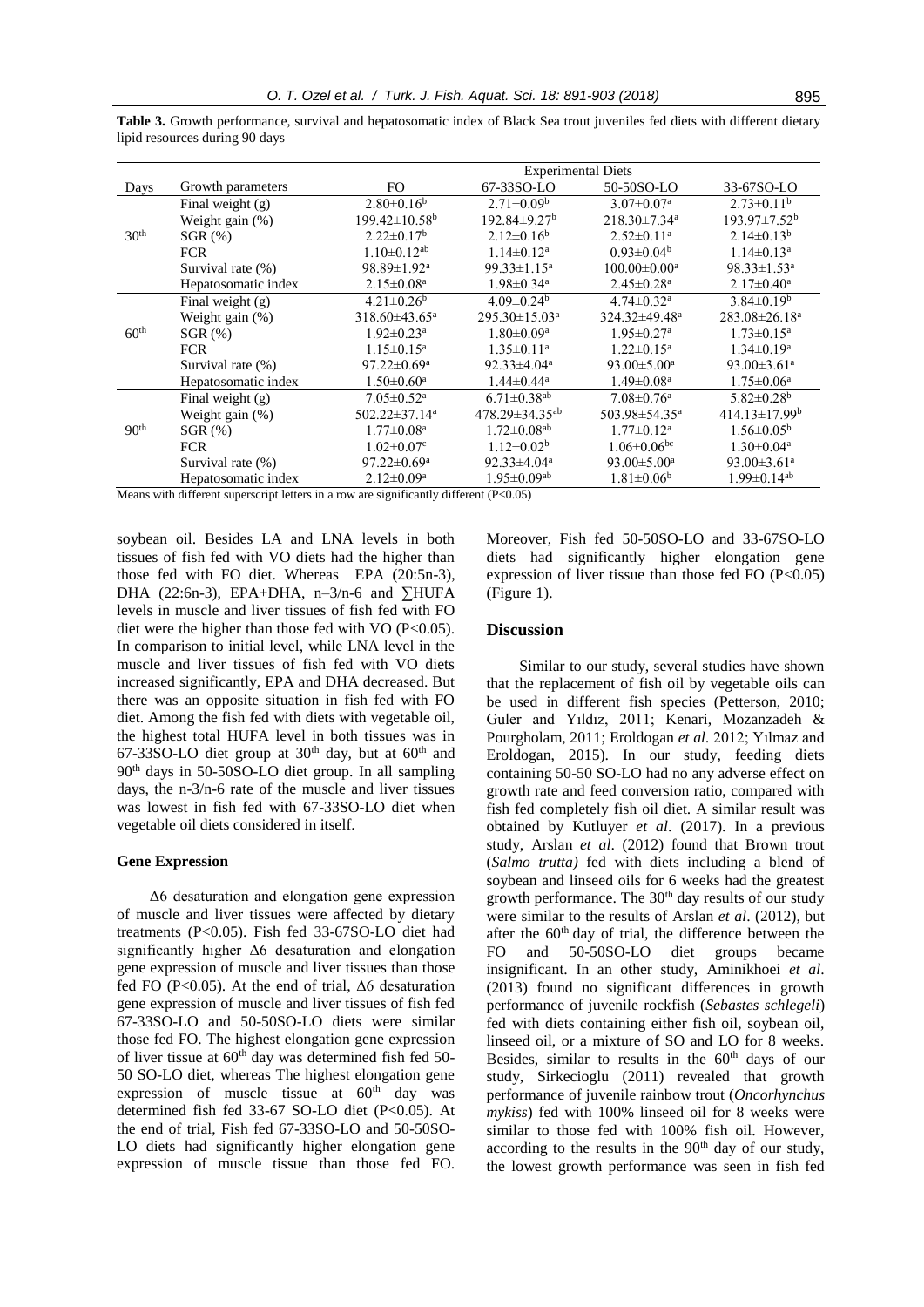**Table 3.** Growth performance, survival and hepatosomatic index of Black Sea trout juveniles fed diets with different dietary lipid resources during 90 days

| Days | Growth parameters | Experimental Diets | | | |
|---|---|---|---|---|---|
| | | FO | 67-33SO-LO | 50-50SO-LO | 33-67SO-LO |
| 30th | Final weight (g) | 2.80±0.16[b] | 2.71±0.09[b] | 3.07±0.07[a] | 2.73±0.11[b] |
| | Weight gain (%) | 199.42±10.58[b] | 192.84±9.27[b] | 218.30±7.34[a] | 193.97±7.52[b] |
| | SGR (%) | 2.22±0.17[b] | 2.12±0.16[b] | 2.52±0.11[a] | 2.14±0.13[b] |
| | FCR | 1.10±0.12[ab] | 1.14±0.12[a] | 0.93±0.04[b] | 1.14±0.13[a] |
| | Survival rate (%) | 98.89±1.92[a] | 99.33±1.15[a] | 100.00±0.00[a] | 98.33±1.53[a] |
| | Hepatosomatic index | 2.15±0.08[a] | 1.98±0.34[a] | 2.45±0.28[a] | 2.17±0.40[a] |
| 60th | Final weight (g) | 4.21±0.26[b] | 4.09±0.24[b] | 4.74±0.32[a] | 3.84±0.19[b] |
| | Weight gain (%) | 318.60±43.65[a] | 295.30±15.03[a] | 324.32±49.48[a] | 283.08±26.18[a] |
| | SGR (%) | 1.92±0.23[a] | 1.80±0.09[a] | 1.95±0.27[a] | 1.73±0.15[a] |
| | FCR | 1.15±0.15[a] | 1.35±0.11[a] | 1.22±0.15[a] | 1.34±0.19[a] |
| | Survival rate (%) | 97.22±0.69[a] | 92.33±4.04[a] | 93.00±5.00[a] | 93.00±3.61[a] |
| | Hepatosomatic index | 1.50±0.60[a] | 1.44±0.44[a] | 1.49±0.08[a] | 1.75±0.06[a] |
| 90th | Final weight (g) | 7.05±0.52[a] | 6.71±0.38[ab] | 7.08±0.76[a] | 5.82±0.28[b] |
| | Weight gain (%) | 502.22±37.14[a] | 478.29±34.35[ab] | 503.98±54.35[a] | 414.13±17.99[b] |
| | SGR (%) | 1.77±0.08[a] | 1.72±0.08[ab] | 1.77±0.12[a] | 1.56±0.05[b] |
| | FCR | 1.02±0.07[c] | 1.12±0.02[b] | 1.06±0.06[bc] | 1.30±0.04[a] |
| | Survival rate (%) | 97.22±0.69[a] | 92.33±4.04[a] | 93.00±5.00[a] | 93.00±3.61[a] |
| | Hepatosomatic index | 2.12±0.09[a] | 1.95±0.09[ab] | 1.81±0.06[b] | 1.99±0.14[ab] |

Means with different superscript letters in a row are significantly different (P<0.05)

soybean oil. Besides LA and LNA levels in both tissues of fish fed with VO diets had the higher than those fed with FO diet. Whereas EPA (20:5n-3), DHA (22:6n-3), EPA+DHA, n–3/n-6 and ∑HUFA levels in muscle and liver tissues of fish fed with FO diet were the higher than those fed with VO (P<0.05). In comparison to initial level, while LNA level in the muscle and liver tissues of fish fed with VO diets increased significantly, EPA and DHA decreased. But there was an opposite situation in fish fed with FO diet. Among the fish fed with diets with vegetable oil, the highest total HUFA level in both tissues was in 67-33SO-LO diet group at 30th day, but at 60th and 90th days in 50-50SO-LO diet group. In all sampling days, the n-3/n-6 rate of the muscle and liver tissues was lowest in fish fed with 67-33SO-LO diet when vegetable oil diets considered in itself.

### Gene Expression

Δ6 desaturation and elongation gene expression of muscle and liver tissues were affected by dietary treatments (P<0.05). Fish fed 33-67SO-LO diet had significantly higher Δ6 desaturation and elongation gene expression of muscle and liver tissues than those fed FO (P<0.05). At the end of trial, Δ6 desaturation gene expression of muscle and liver tissues of fish fed 67-33SO-LO and 50-50SO-LO diets were similar those fed FO. The highest elongation gene expression of liver tissue at 60th day was determined fish fed 50-50 SO-LO diet, whereas The highest elongation gene expression of muscle tissue at 60th day was determined fish fed 33-67 SO-LO diet (P<0.05). At the end of trial, Fish fed 67-33SO-LO and 50-50SO-LO diets had significantly higher elongation gene expression of muscle tissue than those fed FO. Moreover, Fish fed 50-50SO-LO and 33-67SO-LO diets had significantly higher elongation gene expression of liver tissue than those fed FO (P<0.05) (Figure 1).

## Discussion

Similar to our study, several studies have shown that the replacement of fish oil by vegetable oils can be used in different fish species (Petterson, 2010; Guler and Yıldız, 2011; Kenari, Mozanzadeh & Pourgholam, 2011; Eroldogan *et al*. 2012; Yılmaz and Eroldogan, 2015). In our study, feeding diets containing 50-50 SO-LO had no any adverse effect on growth rate and feed conversion ratio, compared with fish fed completely fish oil diet. A similar result was obtained by Kutluyer *et al*. (2017). In a previous study, Arslan *et al*. (2012) found that Brown trout (*Salmo trutta)* fed with diets including a blend of soybean and linseed oils for 6 weeks had the greatest growth performance. The 30th day results of our study were similar to the results of Arslan *et al*. (2012), but after the 60th day of trial, the difference between the FO and 50-50SO-LO diet groups became insignificant. In an other study, Aminikhoei *et al*. (2013) found no significant differences in growth performance of juvenile rockfish (*Sebastes schlegeli*) fed with diets containing either fish oil, soybean oil, linseed oil, or a mixture of SO and LO for 8 weeks. Besides, similar to results in the 60th days of our study, Sirkecioglu (2011) revealed that growth performance of juvenile rainbow trout (*Oncorhynchus mykiss*) fed with 100% linseed oil for 8 weeks were similar to those fed with 100% fish oil. However, according to the results in the 90th day of our study, the lowest growth performance was seen in fish fed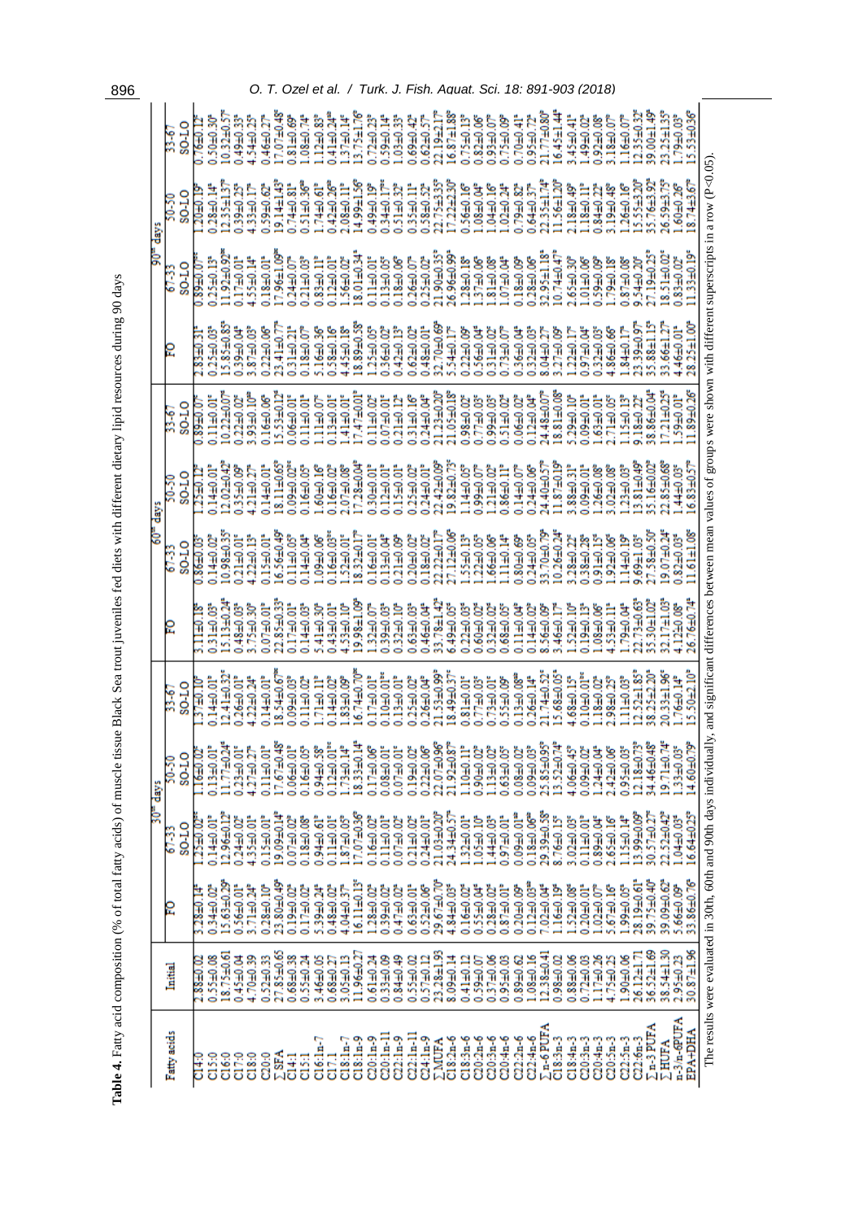**Table 4.** Fatty acid composition (% of total fatty acids) of muscle tissue Black Sea trout juveniles fed diets with different dietary lipid resources during 90 days

| Fatty acids | Initial | 30[th] days | | | | 60[th] days | | | | 90[th] days | | | |
|---|---|---|---|---|---|---|---|---|---|---|---|---|---|
| | | FO | 67-33 SO-LO | 50-50 SO-LO | 33-67 SO-LO | FO | 67-33 SO-LO | 50-50 SO-LO | 33-67 SO-LO | FO | 67-33 SO-LO | 50-50 SO-LO | 33-67 SO-LO |
| C14:0 | 2.88±0.02 | 3.28±0.14[a] | 1.25±0.02[bc] | 1.16±0.02[c] | 1.37±0.10[b] | 3.11±0.18[a] | 0.86±0.03[b] | 1.25±0.12[b] | 0.89±0.07[b] | 2.83±0.31[a] | 0.89±0.07[c] | 1.20±0.19[b] | 0.76±0.12[c] |
| C15:0 | 0.55±0.08 | 0.34±0.02[b] | 0.14±0.01[b] | 0.13±0.01[b] | 0.14±0.01[b] | 0.31±0.03[a] | 0.14±0.02[b] | 0.14±0.01[b] | 0.11±0.01[b] | 0.25±0.03[a] | 0.25±0.13[a] | 0.28±0.14[a] | 0.50±0.30[a] |
| C16:0 | 18.75±0.61 | 15.63±0.29[a] | 12.96±0.12[b] | 11.77±0.24[b] | 12.41±0.32[b] | 15.13±0.24[a] | 10.98±0.35[b] | 12.02±0.42[b] | 10.22±0.07[b] | 15.85±0.85[a] | 11.92±0.92[bc] | 12.35±1.37[b] | 10.32±0.57[c] |
| C17:0 | 0.45±0.04 | 0.56±0.01[a] | 0.24±0.02[b] | 0.23±0.01[b] | 0.26±0.01[b] | 0.48±0.03[a] | 0.21±0.01[b] | 0.35±0.09[b] | 0.22±0.02[b] | 0.39±0.04[a] | 0.17±0.01[a] | 0.39±0.25[a] | 0.49±0.33[a] |
| C18:0 | 4.70±0.39 | 3.71±0.24[a] | 4.35±0.01[a] | 4.27±0.27[a] | 4.22±0.24[a] | 3.75±0.30[b] | 4.22±0.13[a] | 4.21±0.27[a] | 3.93±0.10[ab] | 3.87±0.03[a] | 4.55±0.14[a] | 4.33±0.17[a] | 4.54±0.25[a] |
| C20:0 | 0.52±0.33 | 0.28±0.10[a] | 0.15±0.01[a] | 0.11±0.01[a] | 0.14±0.01[a] | 0.07±0.01[c] | 0.15±0.01[a] | 0.14±0.01[a] | 0.16±0.06[a] | 0.22±0.06[a] | 0.18±0.01[a] | 0.59±0.62[a] | 0.46±0.27[a] |
| ∑SFA | 27.85±0.65 | 23.80±0.49[a] | 19.09±0.14[b] | 17.67±0.48[b] | 18.54±0.67[b] | 22.85±0.33[a] | 16.56±0.49[b] | 18.11±0.65[b] | 15.53±0.12[b] | 23.41±0.77[a] | 17.96±1.09[bc] | 19.14±1.43[b] | 17.07±0.48[c] |
| C14:1 | 0.68±0.38 | 0.19±0.02[a] | 0.07±0.02[b] | 0.06±0.01[b] | 0.09±0.03[b] | 0.17±0.01[a] | 0.11±0.05[a] | 0.09±0.02[b] | 0.06±0.01[b] | 0.31±0.21[a] | 0.24±0.07[a] | 0.74±0.81[a] | 0.81±0.69[a] |
| C15:1 | 0.55±0.24 | 0.17±0.02[a] | 0.11±0.08[a] | 0.16±0.05[a] | 0.11±0.02[a] | 0.14±0.03[a] | 0.14±0.04[a] | 0.16±0.05[a] | 0.11±0.01[a] | 0.18±0.07[a] | 0.21±0.03[a] | 0.51±0.36[a] | 1.08±0.74[a] |
| C16:1n-7 | 3.46±0.05 | 5.39±0.24[a] | 0.94±0.61[b] | 0.94±0.58[b] | 1.71±0.11[b] | 5.41±0.30[a] | 1.09±0.06[b] | 1.60±0.16[b] | 1.11±0.07[b] | 5.16±0.36[a] | 0.83±0.11[b] | 1.74±0.61[b] | 1.12±0.83[b] |
| C17:1 | 0.68±0.27 | 0.48±0.02[a] | 0.11±0.01[b] | 0.12±0.01[bc] | 0.14±0.02[c] | 0.43±0.01[a] | 0.16±0.03[bc] | 0.16±0.02[b] | 0.13±0.01[b] | 0.58±0.16[a] | 0.12±0.01[b] | 0.42±0.26[a] | 0.41±0.24[a] |
| C18:1n-7 | 3.05±0.13 | 4.04±0.37[a] | 1.87±0.05[b] | 1.73±0.14[b] | 1.83±0.09[b] | 4.53±0.10[a] | 1.52±0.01[c] | 2.07±0.08[b] | 1.41±0.01[c] | 4.45±0.18[a] | 1.56±0.02[c] | 2.08±0.11[b] | 1.37±0.14[c] |
| C18:1n-9 | 11.96±0.27 | 16.11±0.13[c] | 17.07±0.36[b] | 18.33±0.14[b] | 16.74±0.70[a] | 19.98±1.09[a] | 18.32±1.17[b] | 17.28±0.04[c] | 17.47±0.01[c] | 18.89±0.58[a] | 18.01±0.34[a] | 14.99±1.56[a] | 13.75±1.76[a] |
| C20:1n-9 | 0.61±0.24 | 1.28±0.02[a] | 0.16±0.02[b] | 0.17±0.06[b] | 0.17±0.01[b] | 1.32±0.07[a] | 0.16±0.01[b] | 0.30±0.01[b] | 0.11±0.02[b] | 1.25±0.05[a] | 0.11±0.01[c] | 0.49±0.19[b] | 0.72±0.23[a] |
| C20:1n-11 | 0.33±0.09 | 0.39±0.02[a] | 0.11±0.01[b] | 0.08±0.01[b] | 0.10±0.01[bc] | 0.39±0.03[a] | 0.13±0.04[b] | 0.12±0.01[b] | 0.07±0.01[b] | 0.36±0.02[a] | 0.13±0.05[a] | 0.34±0.17[a] | 0.59±0.14[a] |
| C22:1n-9 | 0.84±0.49 | 0.47±0.02[a] | 0.07±0.02[b] | 0.07±0.01[b] | 0.13±0.01[b] | 0.32±0.10[a] | 0.21±0.09[a] | 0.15±0.01[a] | 0.21±0.12[a] | 0.42±0.13[a] | 0.18±0.06[a] | 0.51±0.32[a] | 1.03±0.33[a] |
| C22:1n-11 | 0.55±0.02 | 0.63±0.01[a] | 0.21±0.02[c] | 0.19±0.02[c] | 0.25±0.02[b] | 0.63±0.03[a] | 0.20±0.02[b] | 0.25±0.02[b] | 0.31±0.16[b] | 0.62±0.07[a] | 0.26±0.07[a] | 0.35±0.11[a] | 0.69±0.42[a] |
| C24:1n-9 | 0.57±0.12 | 0.52±0.06[a] | 0.24±0.01[b] | 0.22±0.06[b] | 0.26±0.04[b] | 0.46±0.04[a] | 0.18±0.02[b] | 0.24±0.01[b] | 0.24±0.04[b] | 0.48±0.01[a] | 0.25±0.02[a] | 0.58±0.52[a] | 0.62±0.57[a] |
| ∑MUFA | 23.28±1.93 | 29.67±0.70[a] | 21.03±0.20[b] | 22.07±0.96[b] | 21.53±0.99[b] | 33.78±1.42[a] | 22.22±0.17[b] | 22.42±0.09[b] | 21.23±0.20[b] | 32.70±0.69[a] | 21.90±0.35[a] | 22.75±3.35[a] | 22.19±2.17[a] |
| C18:2n-6 | 8.09±0.14 | 4.84±0.03[d] | 24.34±0.57[c] | 21.92±0.87[b] | 18.49±0.37[a] | 6.49±0.05[d] | 27.12±0.06[a] | 19.82±0.73[b] | 21.05±0.18[b] | 5.54±0.17[c] | 26.96±0.99[a] | 17.22±2.30[b] | 16.87±1.88[b] |
| C18:3n-6 | 0.41±0.12 | 0.16±0.02[a] | 1.32±0.01[b] | 1.10±0.11[b] | 0.81±0.01[c] | 0.22±0.03[c] | 1.55±0.13[a] | 1.14±0.05[b] | 0.98±0.02[b] | 0.22±0.09[c] | 1.28±0.18[a] | 0.56±0.16[c] | 0.75±0.13[c] |
| C20:2n-6 | 0.59±0.07 | 0.55±0.04[a] | 1.05±0.10[b] | 0.90±0.02[b] | 0.77±0.03[b] | 0.60±0.02[a] | 1.22±0.05[a] | 0.99±0.07[a] | 0.77±0.03[a] | 0.56±0.04[a] | 1.37±0.06[a] | 1.08±0.04[a] | 0.82±0.06[a] |
| C20:3n-6 | 0.37±0.06 | 0.28±0.02[a] | 1.44±0.03[a] | 1.13±0.02[b] | 0.73±0.01[c] | 0.32±0.02[c] | 1.66±0.06[a] | 1.21±0.02[b] | 0.99±0.03[b] | 0.31±0.02[c] | 1.81±0.08[a] | 1.04±0.16[b] | 0.93±0.07[b] |
| C20:4n-6 | 0.95±0.03 | 0.87±0.01[a] | 0.97±0.01[a] | 0.63±0.05[c] | 0.55±0.09[c] | 0.68±0.05[c] | 1.11±0.14[a] | 0.86±0.11[b] | 0.51±0.02[d] | 0.73±0.07[a] | 1.07±0.04[a] | 1.02±0.24[a] | 0.75±0.09[a] |
| C22:2n-6 | 0.89±0.62 | 0.20±0.09[a] | 0.09±0.01[ab] | 0.08±0.02[a] | 0.13±0.08[ab] | 0.11±0.04[a] | 0.80±0.69[a] | 0.14±0.07[a] | 0.06±0.02[a] | 0.36±0.04[a] | 0.18±0.09[a] | 0.79±0.82[a] | 0.70±0.41[a] |
| C22:4n-6 | 1.08±0.16 | 0.12±0.03[ab] | 0.18±0.06[ab] | 0.09±0.03[b] | 0.26±0.14[a] | 0.14±0.02[a] | 0.24±0.05[a] | 0.24±0.06[a] | 0.12±0.04[a] | 0.32±0.03[a] | 0.28±0.06[a] | 0.64±0.37[a] | 0.95±0.72[a] |
| ∑n-6 PUFA | 12.38±0.41 | 7.02±0.04[d] | 29.39±0.58[c] | 25.85±0.95[b] | 21.74±0.52[a] | 8.56±0.09[d] | 33.70±0.79[a] | 24.40±0.57[b] | 24.48±0.07[b] | 8.04±0.27[c] | 32.95±1.18[a] | 22.35±1.74[b] | 21.77±0.80[b] |
| C18:3n-3 | 0.98±0.02 | 1.16±0.19[a] | 8.76±0.15[c] | 13.52±0.74[b] | 15.68±0.05[a] | 3.46±0.17[d] | 10.26±0.24[c] | 11.87±0.19[b] | 18.81±0.08[a] | 3.27±0.09[c] | 10.74±0.47[b] | 11.56±1.20[b] | 16.45±1.44[a] |
| C18:4n-3 | 0.88±0.06 | 1.52±0.08[a] | 3.02±0.03[c] | 4.06±0.45[b] | 4.68±0.15[a] | 1.52±0.10[c] | 3.28±0.22[b] | 3.88±0.31[a] | 5.29±0.10[a] | 1.22±0.17[c] | 2.65±0.30[b] | 2.18±0.49[b] | 3.45±0.41[a] |
| C20:3n-3 | 0.72±0.03 | 0.20±0.01[a] | 0.11±0.01[a] | 0.09±0.02[a] | 0.10±0.01[bc] | 0.19±0.13[a] | 0.38±0.28[a] | 0.09±0.01[a] | 0.09±0.01[a] | 0.97±0.04[a] | 1.01±0.06[a] | 1.18±0.11[a] | 1.49±0.02[a] |
| C20:4n-3 | 1.17±0.26 | 1.02±0.07[a] | 0.89±0.04[a] | 1.24±0.04[a] | 1.18±0.02[a] | 1.08±0.06[a] | 0.91±0.15[a] | 1.26±0.08[a] | 1.63±0.01[a] | 0.32±0.03[a] | 0.59±0.09[a] | 0.84±0.22[a] | 0.92±0.08[a] |
| C20:5n-3 | 4.75±0.25 | 5.67±0.16[a] | 2.65±0.16[c] | 2.42±0.06[c] | 2.98±0.25[b] | 4.53±0.11[a] | 1.92±0.06[b] | 3.02±0.08[b] | 2.71±0.05[b] | 4.86±0.66[a] | 1.79±0.18[c] | 3.19±0.48[b] | 3.18±0.07[b] |
| C22:5n-3 | 1.90±0.06 | 1.99±0.06[a] | 1.15±0.14[b] | 0.95±0.03[b] | 1.11±0.03[b] | 1.79±0.04[a] | 1.14±0.19[b] | 1.23±0.03[b] | 1.15±0.13[b] | 1.84±0.17[a] | 0.87±0.08[b] | 1.26±0.16[b] | 1.16±0.07[b] |
| C22:6n-3 | 26.12±1.71 | 28.19±0.61[a] | 13.99±0.09[b] | 12.18±0.73[b] | 12.52±1.85[b] | 22.73±0.63[a] | 9.69±1.03[b] | 15.18±0.49[b] | 9.18±0.22[b] | 23.39±0.97[a] | 9.54±0.20[c] | 15.55±3.20[b] | 12.35±0.32[b] |
| ∑n-3 PUFA | 36.52±1.69 | 39.75±0.40[a] | 30.57±0.27[b] | 34.46±0.48[c] | 38.25±2.20[a] | 35.30±1.02[b] | 27.58±0.50[c] | 35.16±0.02[b] | 38.86±0.04[a] | 35.88±1.15[a] | 27.19±0.25[b] | 35.76±3.92[a] | 39.00±1.49[a] |
| ∑HUFA | 38.54±1.30 | 39.09±0.62[a] | 22.52±0.42[b] | 19.71±0.74[c] | 20.33±1.96[c] | 32.17±1.03[a] | 19.07±0.24[b] | 22.85±0.68[b] | 17.21±0.25[b] | 33.66±1.27[a] | 18.51±0.02[c] | 26.59±3.75[b] | 23.25±1.35[b] |
| n-3/n-6PUFA | 2.95±0.23 | 5.66±0.09[a] | 1.04±0.03[b] | 1.33±0.03[c] | 1.76±0.14[d] | 4.12±0.08[a] | 0.82±0.03[c] | 1.44±0.03[b] | 1.59±0.01[b] | 4.46±0.01[a] | 0.83±0.02[c] | 1.60±0.26[b] | 1.79±0.03[b] |
| EPA+DHA | 30.87±1.96 | 33.86±0.76[a] | 16.64±0.25[b] | 14.60±0.79[b] | 15.50±2.10[b] | 26.76±0.74[a] | 11.61±1.08[b] | 16.83±0.57[b] | 11.89±0.26[b] | 28.25±1.00[a] | 11.33±0.19[c] | 18.74±3.67[b] | 15.53±0.36[b] |

The results were evaluated in 30th, 60th and 90th days individually, and significant differences between mean values of groups were shown with different superscripts in a row ($P<0.05$).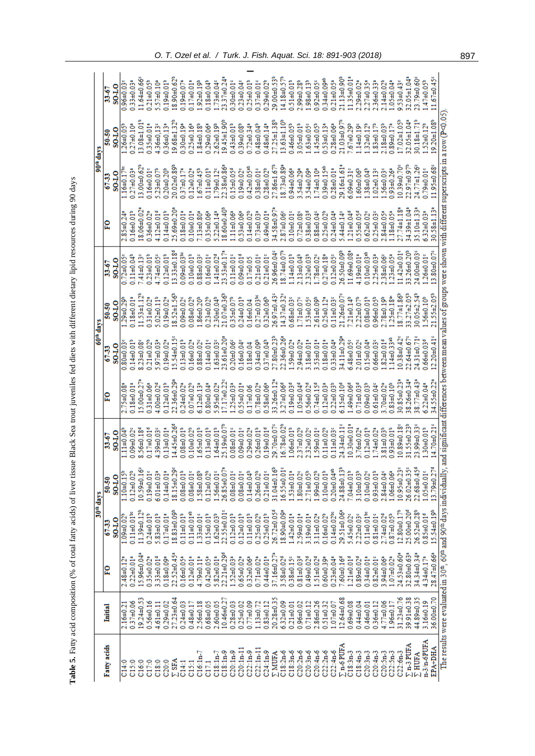**Table 5.** Fatty acid composition (% of total fatty acids) of liver tissue Black Sea trout juveniles fed diets with different dietary lipid resources during 90 days

| Fatty acids | Initial | 30th days | | | | 60th days | | | | 90th days | | | |
|---|---|---|---|---|---|---|---|---|---|---|---|---|---|
| | | FO | 67-33 SO-LO | 50-50 SO-LO | 33-67 SO-LO | FO | 67-33 SO-LO | 50-50 SO-LO | 33-67 SO-LO | FO | 67-33 SO-LO | 50-50 SO-LO | 33-67 SO-LO |
| C14:0 | 2.16±0.21 | 2.48±0.12ᵃ | 1.09±0.02ᵇ | 1.10±0.15ᵇ | 1.11±0.04ᵇ | 2.75±0.08ᵃ | 0.80±0.03ᶜ | 1.29±0.29ᵇ | 0.72±0.05ᶜ | 2.85±0.24ᵃ | 1.16±0.17ᵇᶜ | 1.26±0.05ᵇ | 0.96±0.03ᶜ |
| C15:0 | 0.37±0.06 | 0.22±0.01ᵃ | 0.11±0.01ᵇᶜ | 0.12±0.02ᵇ | 0.09±0.02ᶜ | 0.18±0.01ᵃ | 0.14±0.01ᵇ | 0.18±0.01ᵃ | 0.11±0.04ᵇ | 0.16±0.01ᵇ | 0.27±0.03ᵃ | 0.27±0.10ᵃ | 0.33±0.03ᵃ |
| C16:0 | 19.24±0.53 | 15.96±0.04ᵃ | 11.39±0.12ᵇ | 10.59±0.16ᶜ | 8.56±0.18ᵈ | 15.00±0.27ᵃ | 8.23±0.08ᶜ | 11.53±1.12ᵇ | 7.41±0.13ᶜ | 18.06±0.02ᵃ | 13.00±0.62ᵇ | 13.08±1.01ᵇ | 11.64±0.66ᶜ |
| C17:0 | 0.56±0.16 | 0.35±0.02ᵃ | 0.24±0.01ᵇ | 0.19±0.01ᶜ | 0.17±0.01ᵈ | 0.31±0.06ᵃ | 0.21±0.02ᵇ | 0.31±0.02ᵃ | 0.23±0.01ᵇ | 0.36±0.02ᵃ | 0.16±0.01ᶜ | 0.35±0.01ᵃ | 0.21±0.05ᵇ |
| C18:0 | 4.61±0.11 | 3.33±0.01ᵈ | 5.83±0.01ᵇ | 6.01±0.03ᵃ | 4.39±0.03ᶜ | 4.00±0.02ᵈ | 5.97±0.03ᵃ | 5.02±0.11ᵇ | 4.74±0.05ᶜ | 4.12±0.01ᵈ | 5.23±0.07ᵇ | 4.36±0.13ᶜ | 5.57±0.10ᵃ |
| C20:0 | 0.29±0.02 | 0.18±0.09ᵃ | 0.17±0.01ᵃ | 0.14±0.01ᵃ | 0.13±0.01ᵃ | 0.12±0.01ᵇ | 0.19±0.02ᵃ | 0.19±0.02ᵃ | 0.12±0.01ᵇ | 0.14±0.01ᵇ | 0.20±0.20ᵇ | 0.36±0.13ᵃ | 0.19±0.01ᵇ |
| ∑ SFA | 27.23±0.64 | 22.52±0.45ᵃ | 18.83±0.09ᵇ | 18.15±0.29ᶜ | 14.45±0.26ᵈ | 22.36±0.29ᵃ | 15.54±0.15ᶜ | 18.52±1.56ᵇ | 13.33±0.18ᵈ | 25.69±0.20ᵃ | 20.02±0.89ᵇ | 19.68±1.32ᵇ | 18.90±0.62ᵇ |
| C14:1 | 0.24±0.03 | 0.16±0.05ᵃ | 0.11±0.01ᵇ | 0.08±0.01ᵇ | 0.08±0.01ᵇ | 0.24±0.02ᵃ | 0.13±0.01ᵇ | 0.13±0.02ᶜ | 0.09±0.03ᵇᶜ | 0.18±0.01ᵃ | 0.37±0.17ᵃ | 0.30±0.19ᵃ | 0.19±0.07ᵃ |
| C15:1 | 0.48±0.17 | 0.12±0.01ᵃ | 0.11±0.01ᵃᵇ | 0.08±0.01ᶜ | 0.10±0.02ᵇ | 0.07±0.02ᵇ | 0.16±0.02ᵃ | 0.08±0.02ᵇ | 0.10±0.01ᵇ | 0.10±0.01ᵃ | 0.12±0.02ᵃ | 0.25±0.16ᵃ | 0.17±0.01ᵃ |
| C16:1n-7 | 2.56±0.18 | 4.79±0.11ᵃ | 1.33±0.01ᶜ | 1.58±0.08ᵇ | 1.65±0.01ᵇ | 6.12±0.13ᵃ | 0.88±0.02ᶜ | 1.86±0.20ᵇ | 0.88±0.03ᶜ | 7.13±0.80ᵃ | 1.67±0.45ᵇ | 1.84±0.18ᵇ | 1.92±0.19ᵇ |
| C17:1 | 0.68±0.05 | 0.42±0.05ᵃ | 0.15±0.01ᵇ | 0.12±0.02ᵇ | 0.13±0.01ᵇ | 0.80±0.04ᵃ | 0.14±0.01ᶜ | 0.23±0.02ᵇ | 0.16±0.01ᶜ | 0.35±0.06ᵃ | 0.11±0.01ᵇ | 0.29±0.06ᵃ | 0.18±0.04ᵇ |
| C18:1n-7 | 2.60±0.05 | 5.82±0.01ᵃ | 1.62±0.03ᵇ | 1.56±0.01ᶜ | 1.64±0.01ᵇ | 5.95±0.02ᵃ | 1.63±0.03ᶜ | 2.30±0.04ᵇ | 1.41±0.02ᵈ | 5.22±0.14ᵃ | 1.79±0.12ᶜ | 2.62±0.19ᵇ | 1.73±0.04ᶜ |
| C18:1n-9 | 10.46±0.27 | 22.21±0.29ᵈ | 22.55±0.01ᶜ | 26.85±0.07ᵃ | 25.19±0.07ᵇ | 17.17±0.22ᶜ | 23.61±0.20ᵃ | 21.07±0.36ᵇ | 23.53±0.17ᵃ | 18.60±0.40ᵇ | 22.38±0.86ᵃ | 19.45±1.90ᵇ | 23.37±0.24ᵃ |
| C20:1n-9 | 0.28±0.03 | 1.52±0.03ᵃ | 0.12±0.01ᵇ | 0.08±0.01ᶜ | 0.08±0.01ᶜ | 1.25±0.03ᵃ | 0.20±0.06ᶜ | 0.35±0.07ᵇ | 0.11±0.01ᶜ | 1.11±0.06ᵃ | 0.15±0.05ᵈ | 0.43±0.01ᵇ | 0.30±0.01ᶜ |
| C20:1n-11 | 0.25±0.02 | 0.65±0.02ᵃ | 0.12±0.01ᵇ | 0.08±0.01ᶜ | 0.09±0.01ᶜ | 0.55±0.01ᵃ | 0.16±0.04ᶜ | 0.24±0.01ᵇ | 0.09±0.01ᵈ | 0.53±0.06ᵃ | 0.19±0.02ᶜ | 0.39±0.08ᵇ | 0.23±0.04ᶜ |
| C22:1n-9 | 0.77±0.09 | 0.32±0.06ᵃ | 0.11±0.01ᵇ | 0.14±0.04ᵇ | 0.29±0.02ᵃ | 0.17±0.06 | 0.18±0.04 | 0.16±0.04 | 0.17±0.05 | 0.14±0.02ᵇ | 0.42±0.05ᵃᵇ | 0.72±0.34ᵃ | 0.25±0.01ᵇ |
| C22:1n-11 | 1.13±0.72 | 0.71±0.02ᵃ | 0.25±0.02ᵇ | 0.26±0.02ᵇ | 0.26±0.01ᵇ | 0.78±0.02ᵃ | 0.34±0.09ᵇ | 0.27±0.03ᵇᶜ | 0.21±0.01ᶜ | 0.73±0.03ᵃ | 0.38±0.01ᶜ | 0.48±0.04ᵇ | 0.37±0.01ᶜ |
| C24:1n-9 | 0.83±0.12 | 0.44±0.01ᵃ | 0.25±0.01ᵇ | 0.21±0.01ᶜ | 0.19±0.01ᵈ | 0.58±0.06ᵃ | 0.37±0.04ᵇ | 0.32±0.06ᵇ | 0.28±0.01ᵇ | 0.49±0.01ᵃ | 0.28±0.02ᵇ | 0.48±0.14ᵃ | 0.29±0.02ᵇ |
| ∑ MUFA | 20.28±0.35 | 37.16±0.27ᵃ | 26.72±0.05ᵈ | 31.04±0.16ᵇ | 29.70±0.07ᶜ | 33.26±0.12ᵃ | 27.80±0.23ᵇ | 26.97±0.43ᶜ | 26.96±0.04ᶜ | 34.58±0.97ᵃ | 27.86±1.67ᵇ | 27.25±1.38ᵇ | 29.00±0.53ᵇ |
| C18:2n-6 | 6.32±0.09 | 3.58±0.02ᵈ | 18.90±0.09ᵃ | 16.55±0.01ᶜ | 16.78±0.02ᵇ | 3.27±0.06ᵈ | 22.36±0.26ᵃ | 14.37±0.32ᶜ | 18.74±0.07ᵇ | 2.87±0.06ᶜ | 18.73±0.89ᵃ | 13.63±1.10ᵇ | 14.18±0.57ᵇ |
| C18:3n-6 | 0.21±0.01 | 0.38±0.15ᶜ | 1.42±0.01ᵃ | 1.53±0.01ᵃ | 1.06±0.01ᵇ | 0.19±0.03ᵈ | 1.59±0.02ᵃ | 0.68±0.03ᶜ | 1.14±0.01ᵇ | 0.10±0.01ᶜ | 0.94±0.06ᵃ | 0.46±0.05ᵇ | 0.51±0.01ᵇ |
| C20:2n-6 | 0.96±0.02 | 0.81±0.03ᵈ | 2.59±0.01ᵃ | 1.80±0.02ᶜ | 2.37±0.02ᵇ | 1.05±0.04ᵈ | 2.94±0.02ᵃ | 1.71±0.07ᶜ | 2.13±0.04ᵇ | 0.72±0.08ᶜ | 3.54±0.29ᵃ | 3.05±0.01ᵇ | 2.99±0.28ᵇ |
| C20:3n-6 | 0.71±0.12 | 0.49±0.02ᵈ | 3.19±0.01ᵃ | 2.71±0.05ᵇ | 2.32±0.02ᶜ | 0.56±0.02ᵈ | 3.18±0.01ᵃ | 1.53±0.05ᶜ | 2.32±0.03ᵇ | 0.38±0.03ᵈ | 3.54±0.09ᵃ | 1.63±0.05ᶜ | 1.98±0.13ᵇ |
| C20:4n-6 | 2.86±0.26 | 1.51±0.02ᵈ | 3.11±0.02ᵃ | 1.99±0.02ᵇ | 1.59±0.01ᶜ | 0.74±0.15ᵈ | 3.53±0.01ᵃ | 2.61±0.09ᵇ | 1.78±0.02ᶜ | 0.88±0.04ᶜ | 1.74±0.10ᵃ | 1.45±0.05ᵇ | 0.92±0.05ᶜ |
| C22:2n-6 | 0.51±0.32 | 0.60±0.39ᵃ | 0.16±0.02ᵇ | 0.10±0.01ᵇ | 0.11±0.02ᵇ | 0.12±0.03ᵃ | 0.18±0.01ᵃ | 0.25±0.12ᵃ | 0.25±0.18ᵃ | 0.25±0.02ᵇ | 0.39±0.15ᵃᵇ | 0.53±0.13ᵃ | 0.34±0.09ᵃᵇ |
| C22:4n-6 | 1.07±0.07 | 0.23±0.04ᵃ | 0.14±0.02ᵇᶜ | 0.20±0.04ᵃᵇ | 0.11±0.03ᶜ | 0.22±0.03ᵇ | 0.33±0.04ᵃ | 0.11±0.03ᶜ | 0.12±0.05ᶜ | 0.24±0.04ᵃ | 0.28±0.01ᵃ | 0.28±0.06ᵃ | 0.21±0.05ᵃ |
| ∑ n-6 PUFA | 12.64±0.68 | 7.60±0.16ᵈ | 29.51±0.06ᵃ | 24.88±0.13ᵇ | 24.34±0.11ᶜ | 6.15±0.10ᵈ | 34.11±0.29ᵃ | 21.26±0.07ᶜ | 26.50±0.09ᵇ | 5.44±0.14ᶜ | 29.16±1.61ᵃ | 21.03±0.97ᵇ | 21.13±0.90ᵇ |
| C18:3n-3 | 0.69±0.08 | 1.21±0.01ᵈ | 5.45±0.02ᶜ | 7.04±0.01ᵇ | 10.30±0.01ᵃ | 1.49±0.06ᵈ | 6.48±0.05ᶜ | 7.21±0.14ᵇ | 11.69±0.08ᵃ | 1.21±0.04ᵈ | 6.09±0.31ᶜ | 7.67±0.29ᵇ | 11.35±0.01ᵃ |
| C18:4n-3 | 0.44±0.04 | 0.89±0.02ᵈ | 2.22±0.03ᶜ | 3.10±0.03ᵇ | 3.76±0.02ᵃ | 0.71±0.03ᵈ | 2.01±0.02ᶜ | 2.22±0.07ᵇ | 4.19±0.01ᵃ | 0.55±0.05ᵈ | 1.60±0.06ᵇ | 1.14±0.19ᶜ | 2.29±0.02ᵃ |
| C20:3n-3 | 0.46±0.01 | 0.34±0.01ᵃ | 0.11±0.01ᵇᶜ | 0.10±0.02ᶜ | 0.12±0.01ᵇ | 0.09±0.03ᵇ | 0.15±0.04ᵃ | 0.08±0.01ᵇ | 0.10±0.03ᵃᵇ | 0.62±0.02ᶜ | 1.38±0.04ᵇ | 1.32±0.12ᵇ | 2.27±0.13ᵃ |
| C20:4n-3 | 0.36±0.12 | 0.82±0.01ᶜ | 0.81±0.01ᶜ | 0.93±0.01ᵇ | 1.74±0.02ᵃ | 0.61±0.04ᶜ | 0.66±0.03ᶜ | 0.96±0.05ᵇ | 2.25±0.03ᵃ | 0.25±0.03ᶜ | 1.02±0.13ᶜ | 1.83±0.17ᵇ | 2.36±0.33ᵃ |
| C20:5n-3 | 4.77±0.06 | 3.94±0.06ᵃ | 2.74±0.02ᵈ | 2.84±0.04ᶜ | 3.81±0.03ᵇ | 3.70±0.02ᵃ | 1.82±0.01ᵈ | 2.78±0.19ᵇ | 2.38±0.06ᶜ | 2.84±0.05ᵃ | 1.56±0.03ᶜ | 2.18±0.03ᵇ | 2.14±0.02ᵇ |
| C22:5n-3 | 1.96±0.17 | 1.07±0.02ᵃ | 0.87±0.05ᵇ | 1.06±0.06ᵃ | 0.93±0.01ᵇ | 0.83±0.10ᵇ | 1.14±0.33ᵃᵇ | 1.25±0.18ᵃ | 1.23±0.05ᵃ | 1.18±0.05ᵃ | 0.93±0.26ᵃ | 0.89±0.17ᵃ | 1.05±0.04ᵃ |
| C22:6n-3 | 31.23±0.76 | 24.53±0.60ᵃ | 12.80±0.17ᵇ | 10.95±0.23ᶜ | 10.89±0.18ᶜ | 30.85±0.23ᵃ | 10.38±0.42ᶜ | 18.77±1.86ᵇ | 11.42±0.01ᶜ | 27.74±1.18ᵃ | 10.39±0.70ᶜ | 17.02±1.05ᵇ | 9.53±0.43ᶜ |
| ∑ n-3 PUFA | 39.91±0.38 | 32.80±0.63ᵃ | 25.00±0.20ᵈ | 26.02±0.35ᶜ | 31.55±0.23ᵇ | 38.26±0.34ᵃ | 22.64±0.67ᶜ | 33.27±2.05ᵇ | 33.26±0.20ᵇ | 34.39±1.04ᵃ | 22.97±0.97ᵇ | 32.05±1.04ᵃ | 32.05±1.04ᵃ |
| ∑ HUFA | 44.89±0.35 | 34.34±0.34ᵃ | 26.52±0.28ᵇ | 22.68±0.45ᵈ | 23.99±0.33ᶜ | 38.77±0.43ᵃ | 24.31±0.71ᶜ | 30.05±2.54ᵇ | 24.00±0.03ᶜ | 35.10±1.33ᵃ | 24.77±1.26ᶜ | 30.18±1.71ᵇ | 23.79±0.60ᶜ |
| n-3/n-6PUFA | 3.16±0.19 | 4.34±0.17ᵃ | 0.85±0.01ᵈ | 1.05±0.01ᶜ | 1.30±0.01ᵇ | 6.22±0.04ᵃ | 0.66±0.03ᵈ | 1.56±0.10ᵇ | 1.26±0.01ᶜ | 6.32±0.03ᵃ | 0.79±0.01ᶜ | 1.52±0.12ᵇ | 1.47±0.05ᵇ |
| EPA+DHA | 36.00±0.70 | 28.47±0.66ᵃ | 15.54±0.19ᵇ | 13.79±0.27ᵈ | 14.70±0.21ᶜ | 34.55±0.22ᵃ | 12.20±0.41ᶜ | 21.55±2.05ᵇ | 13.80±0.07ᶜ | 30.58±1.13ᵃ | 11.95±0.68ᶜ | 19.20±1.08ᵇ | 11.67±0.45ᶜ |

The results were evaluated in 30th, 60th and 90th days individually, and significant differences between mean values of groups were shown with different superscripts in a row (P<0.05).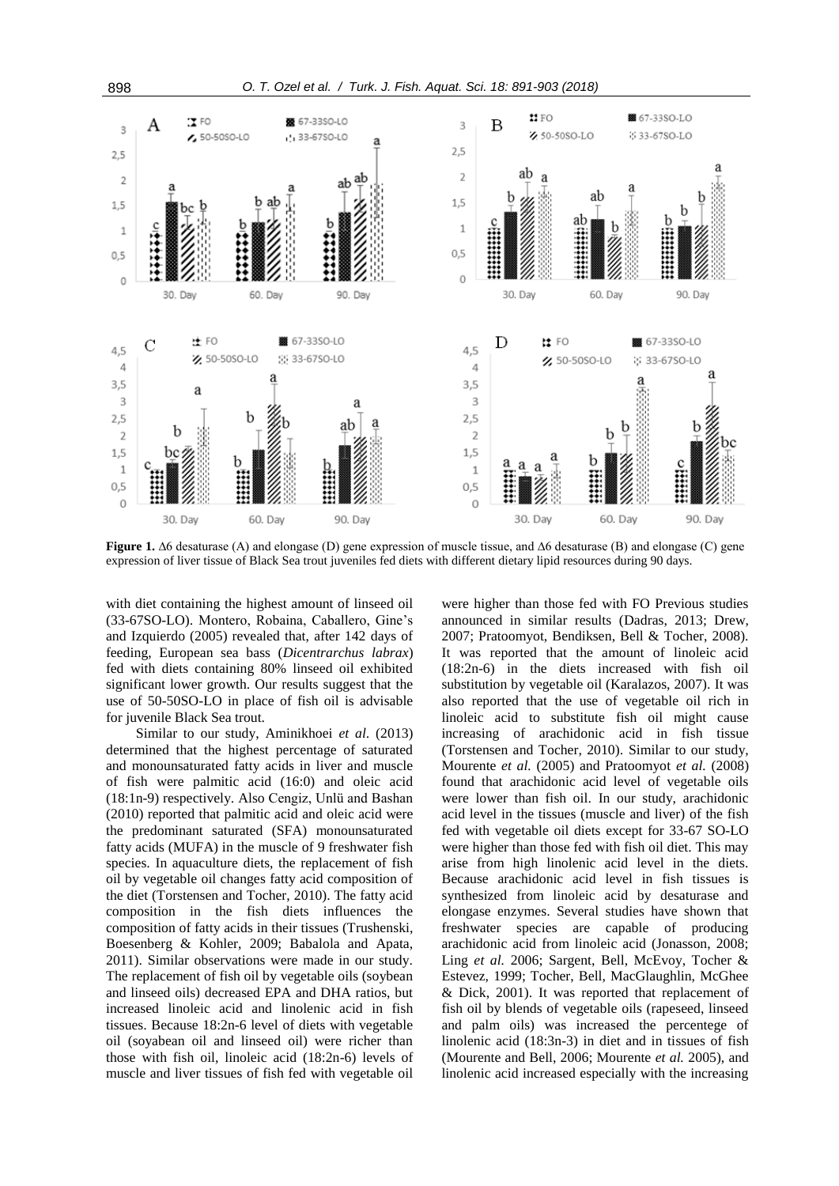**Figure 1.** Δ6 desaturase (A) and elongase (D) gene expression of muscle tissue, and Δ6 desaturase (B) and elongase (C) gene expression of liver tissue of Black Sea trout juveniles fed diets with different dietary lipid resources during 90 days.

with diet containing the highest amount of linseed oil (33-67SO-LO). Montero, Robaina, Caballero, Gine's and Izquierdo (2005) revealed that, after 142 days of feeding, European sea bass (*Dicentrarchus labrax*) fed with diets containing 80% linseed oil exhibited significant lower growth. Our results suggest that the use of 50-50SO-LO in place of fish oil is advisable for juvenile Black Sea trout.

Similar to our study, Aminikhoei *et al*. (2013) determined that the highest percentage of saturated and monounsaturated fatty acids in liver and muscle of fish were palmitic acid (16:0) and oleic acid (18:1n-9) respectively. Also Cengiz, Unlü and Bashan (2010) reported that palmitic acid and oleic acid were the predominant saturated (SFA) monounsaturated fatty acids (MUFA) in the muscle of 9 freshwater fish species. In aquaculture diets, the replacement of fish oil by vegetable oil changes fatty acid composition of the diet (Torstensen and Tocher, 2010). The fatty acid composition in the fish diets influences the composition of fatty acids in their tissues (Trushenski, Boesenberg & Kohler, 2009; Babalola and Apata, 2011). Similar observations were made in our study. The replacement of fish oil by vegetable oils (soybean and linseed oils) decreased EPA and DHA ratios, but increased linoleic acid and linolenic acid in fish tissues. Because 18:2n-6 level of diets with vegetable oil (soyabean oil and linseed oil) were richer than those with fish oil, linoleic acid (18:2n-6) levels of muscle and liver tissues of fish fed with vegetable oil were higher than those fed with FO Previous studies announced in similar results (Dadras, 2013; Drew, 2007; Pratoomyot, Bendiksen, Bell & Tocher, 2008). It was reported that the amount of linoleic acid (18:2n-6) in the diets increased with fish oil substitution by vegetable oil (Karalazos, 2007). It was also reported that the use of vegetable oil rich in linoleic acid to substitute fish oil might cause increasing of arachidonic acid in fish tissue (Torstensen and Tocher, 2010). Similar to our study, Mourente *et al.* (2005) and Pratoomyot *et al.* (2008) found that arachidonic acid level of vegetable oils were lower than fish oil. In our study, arachidonic acid level in the tissues (muscle and liver) of the fish fed with vegetable oil diets except for 33-67 SO-LO were higher than those fed with fish oil diet. This may arise from high linolenic acid level in the diets. Because arachidonic acid level in fish tissues is synthesized from linoleic acid by desaturase and elongase enzymes. Several studies have shown that freshwater species are capable of producing arachidonic acid from linoleic acid (Jonasson, 2008; Ling *et al.* 2006; Sargent, Bell, McEvoy, Tocher & Estevez, 1999; Tocher, Bell, MacGlaughlin, McGhee & Dick, 2001). It was reported that replacement of fish oil by blends of vegetable oils (rapeseed, linseed and palm oils) was increased the percentege of linolenic acid (18:3n-3) in diet and in tissues of fish (Mourente and Bell, 2006; Mourente *et al.* 2005), and linolenic acid increased especially with the increasing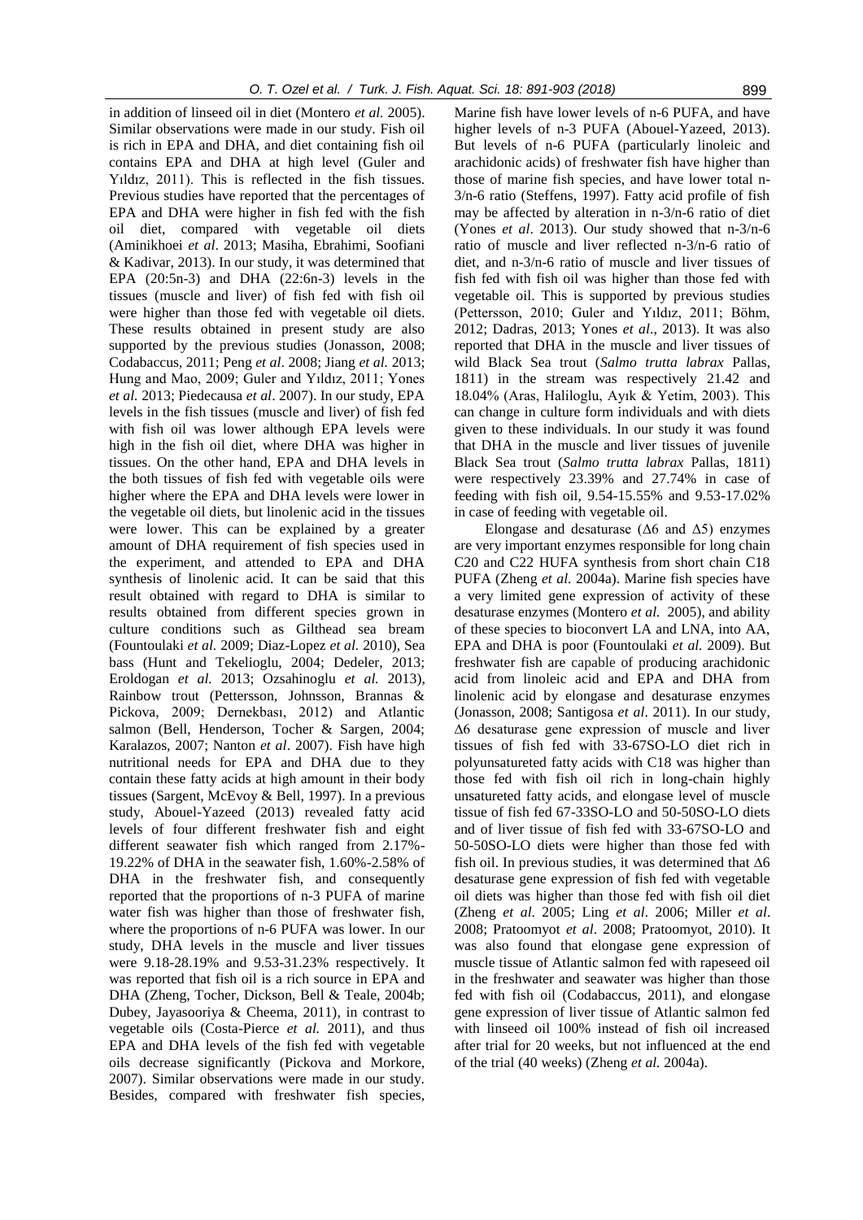in addition of linseed oil in diet (Montero *et al.* 2005). Similar observations were made in our study. Fish oil is rich in EPA and DHA, and diet containing fish oil contains EPA and DHA at high level (Guler and Yıldız, 2011). This is reflected in the fish tissues. Previous studies have reported that the percentages of EPA and DHA were higher in fish fed with the fish oil diet, compared with vegetable oil diets (Aminikhoei *et al*. 2013; Masiha, Ebrahimi, Soofiani & Kadivar, 2013). In our study, it was determined that EPA (20:5n-3) and DHA (22:6n-3) levels in the tissues (muscle and liver) of fish fed with fish oil were higher than those fed with vegetable oil diets. These results obtained in present study are also supported by the previous studies (Jonasson, 2008; Codabaccus, 2011; Peng *et al*. 2008; Jiang *et al.* 2013; Hung and Mao, 2009; Guler and Yıldız, 2011; Yones *et al.* 2013; Piedecausa *et al*. 2007). In our study, EPA levels in the fish tissues (muscle and liver) of fish fed with fish oil was lower although EPA levels were high in the fish oil diet, where DHA was higher in tissues. On the other hand, EPA and DHA levels in the both tissues of fish fed with vegetable oils were higher where the EPA and DHA levels were lower in the vegetable oil diets, but linolenic acid in the tissues were lower. This can be explained by a greater amount of DHA requirement of fish species used in the experiment, and attended to EPA and DHA synthesis of linolenic acid. It can be said that this result obtained with regard to DHA is similar to results obtained from different species grown in culture conditions such as Gilthead sea bream (Fountoulaki *et al.* 2009; Diaz-Lopez *et al.* 2010), Sea bass (Hunt and Tekelioglu, 2004; Dedeler, 2013; Eroldogan *et al.* 2013; Ozsahinoglu *et al.* 2013), Rainbow trout (Pettersson, Johnsson, Brannas & Pickova, 2009; Dernekbası, 2012) and Atlantic salmon (Bell, Henderson, Tocher & Sargen, 2004; Karalazos, 2007; Nanton *et al*. 2007). Fish have high nutritional needs for EPA and DHA due to they contain these fatty acids at high amount in their body tissues (Sargent, McEvoy & Bell, 1997). In a previous study, Abouel-Yazeed (2013) revealed fatty acid levels of four different freshwater fish and eight different seawater fish which ranged from 2.17%-19.22% of DHA in the seawater fish, 1.60%-2.58% of DHA in the freshwater fish, and consequently reported that the proportions of n-3 PUFA of marine water fish was higher than those of freshwater fish, where the proportions of n-6 PUFA was lower. In our study, DHA levels in the muscle and liver tissues were 9.18-28.19% and 9.53-31.23% respectively. It was reported that fish oil is a rich source in EPA and DHA (Zheng, Tocher, Dickson, Bell & Teale, 2004b; Dubey, Jayasooriya & Cheema, 2011), in contrast to vegetable oils (Costa-Pierce *et al.* 2011), and thus EPA and DHA levels of the fish fed with vegetable oils decrease significantly (Pickova and Morkore, 2007). Similar observations were made in our study. Besides, compared with freshwater fish species, Marine fish have lower levels of n-6 PUFA, and have higher levels of n-3 PUFA (Abouel-Yazeed, 2013). But levels of n-6 PUFA (particularly linoleic and arachidonic acids) of freshwater fish have higher than those of marine fish species, and have lower total n-3/n-6 ratio (Steffens, 1997). Fatty acid profile of fish may be affected by alteration in n-3/n-6 ratio of diet (Yones *et al*. 2013). Our study showed that n-3/n-6 ratio of muscle and liver reflected n-3/n-6 ratio of diet, and n-3/n-6 ratio of muscle and liver tissues of fish fed with fish oil was higher than those fed with vegetable oil. This is supported by previous studies (Pettersson, 2010; Guler and Yıldız, 2011; Böhm, 2012; Dadras, 2013; Yones *et al*., 2013). It was also reported that DHA in the muscle and liver tissues of wild Black Sea trout (*Salmo trutta labrax* Pallas, 1811) in the stream was respectively 21.42 and 18.04% (Aras, Haliloglu, Ayık & Yetim, 2003). This can change in culture form individuals and with diets given to these individuals. In our study it was found that DHA in the muscle and liver tissues of juvenile Black Sea trout (*Salmo trutta labrax* Pallas, 1811) were respectively 23.39% and 27.74% in case of feeding with fish oil, 9.54-15.55% and 9.53-17.02% in case of feeding with vegetable oil.

Elongase and desaturase ($\Delta 6$ and $\Delta 5$) enzymes are very important enzymes responsible for long chain C20 and C22 HUFA synthesis from short chain C18 PUFA (Zheng *et al.* 2004a). Marine fish species have a very limited gene expression of activity of these desaturase enzymes (Montero *et al.* 2005), and ability of these species to bioconvert LA and LNA, into AA, EPA and DHA is poor (Fountoulaki *et al.* 2009). But freshwater fish are capable of producing arachidonic acid from linoleic acid and EPA and DHA from linolenic acid by elongase and desaturase enzymes (Jonasson, 2008; Santigosa *et al*. 2011). In our study, $\Delta 6$ desaturase gene expression of muscle and liver tissues of fish fed with 33-67SO-LO diet rich in polyunsatureted fatty acids with C18 was higher than those fed with fish oil rich in long-chain highly unsatureted fatty acids, and elongase level of muscle tissue of fish fed 67-33SO-LO and 50-50SO-LO diets and of liver tissue of fish fed with 33-67SO-LO and 50-50SO-LO diets were higher than those fed with fish oil. In previous studies, it was determined that $\Delta 6$ desaturase gene expression of fish fed with vegetable oil diets was higher than those fed with fish oil diet (Zheng *et al*. 2005; Ling *et al*. 2006; Miller *et al*. 2008; Pratoomyot *et al*. 2008; Pratoomyot, 2010). It was also found that elongase gene expression of muscle tissue of Atlantic salmon fed with rapeseed oil in the freshwater and seawater was higher than those fed with fish oil (Codabaccus, 2011), and elongase gene expression of liver tissue of Atlantic salmon fed with linseed oil 100% instead of fish oil increased after trial for 20 weeks, but not influenced at the end of the trial (40 weeks) (Zheng *et al.* 2004a).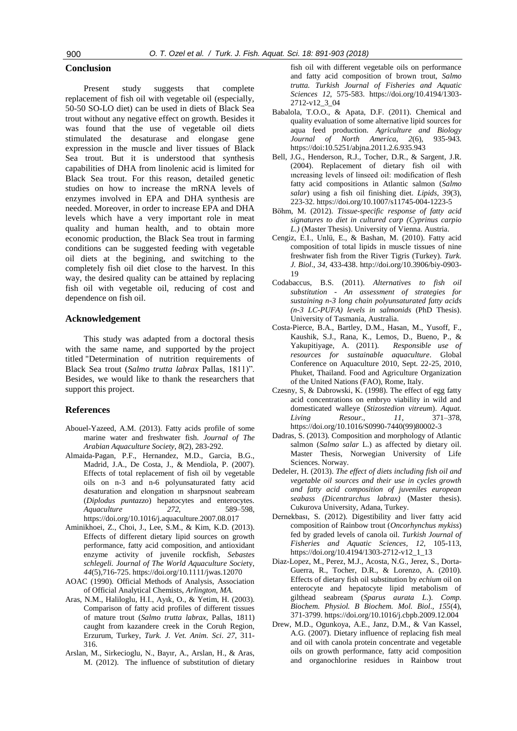## Conclusion

Present study suggests that complete replacement of fish oil with vegetable oil (especially, 50-50 SO-LO diet) can be used in diets of Black Sea trout without any negative effect on growth. Besides it was found that the use of vegetable oil diets stimulated the desaturase and elongase gene expression in the muscle and liver tissues of Black Sea trout. But it is understood that synthesis capabilities of DHA from linolenic acid is limited for Black Sea trout. For this reason, detailed genetic studies on how to increase the mRNA levels of enzymes involved in EPA and DHA synthesis are needed. Moreover, in order to increase EPA and DHA levels which have a very important role in meat quality and human health, and to obtain more economic production, the Black Sea trout in farming conditions can be suggested feeding with vegetable oil diets at the begining, and switching to the completely fish oil diet close to the harvest. In this way, the desired quality can be attained by replacing fish oil with vegetable oil, reducing of cost and dependence on fish oil.

## Acknowledgement

This study was adapted from a doctoral thesis with the same name, and supported by the project titled "Determination of nutrition requirements of Black Sea trout (*Salmo trutta labrax* Pallas, 1811)". Besides, we would like to thank the researchers that support this project.

## References

Abouel-Yazeed, A.M. (2013). Fatty acids profile of some marine water and freshwater fish. *Journal of The Arabian Aquaculture Society*, *8*(2), 283-292.

Almaida-Pagan, P.F., Hernandez, M.D., Garcia, B.G., Madrid, J.A., De Costa, J., & Mendiola, P. (2007). Effects of total replacement of fish oil by vegetable oils on n-3 and n-6 polyunsaturated fatty acid desaturation and elongation ın sharpsnout seabream (*Diplodus puntazzo*) hepatocytes and enterocytes. *Aquaculture 272*, 589–598, https://doi.org/10.1016/j.aquaculture.2007.08.017

Aminikhoei, Z., Choi, J., Lee, S.M., & Kim, K.D. (2013). Effects of different dietary lipid sources on growth performance, fatty acid composition, and antioxidant enzyme activity of juvenile rockfish, *Sebastes schlegeli. Journal of The World Aquaculture Society*, *44*(5),716-725. https://doi.org/10.1111/jwas.12070

AOAC (1990). Official Methods of Analysis, Association of Official Analytical Chemists, *Arlington, MA.*

Aras, N.M., Haliloglu, H.I., Ayık, O., & Yetim, H. (2003). Comparison of fatty acid profiles of different tissues of mature trout (*Salmo trutta labrax*, Pallas, 1811) caught from kazandere creek in the Coruh Region, Erzurum, Turkey, *Turk. J. Vet. Anim. Sci*. *27*, 311-316.

Arslan, M., Sirkecioglu, N., Bayır, A., Arslan, H., & Aras, M. (2012). The influence of substitution of dietary fish oil with different vegetable oils on performance and fatty acid composition of brown trout, *Salmo trutta. Turkish Journal of Fisheries and Aquatic Sciences 12*, 575-583. https://doi.org/10.4194/1303-2712-v12_3_04

Babalola, T.O.O., & Apata, D.F. (2011). Chemical and quality evaluation of some alternative lipid sources for aqua feed production. *Agriculture and Biology Journal of North America*, *2*(6), 935-943. https://doi:10.5251/abjna.2011.2.6.935.943

Bell, J.G., Henderson, R.J., Tocher, D.R., & Sargent, J.R. (2004). Replacement of dietary fish oil with ıncreasing levels of linseed oil: modification of flesh fatty acid compositions in Atlantic salmon (*Salmo salar*) using a fish oil finishing diet. *Lipids*, *39*(3), 223-32. https://doi.org/10.1007/s11745-004-1223-5

Böhm, M. (2012). *Tissue-specific response of fatty acid signatures to diet in cultured carp (Cyprinus carpio L.)* (Master Thesis). University of Vienna. Austria.

Cengiz, E.I., Unlü, E., & Bashan, M. (2010). Fatty acid composition of total lipids in muscle tissues of nine freshwater fish from the River Tigris (Turkey). *Turk. J. Biol*., *34*, 433-438. http://doi.org/10.3906/biy-0903-19

Codabaccus, B.S. (2011). *Alternatives to fish oil substitution - An assessment of strategies for sustaining n-3 long chain polyunsaturated fatty acids (n-3 LC-PUFA) levels in salmonids* (PhD Thesis). University of Tasmania, Australia.

Costa-Pierce, B.A., Bartley, D.M., Hasan, M., Yusoff, F., Kaushik, S.J., Rana, K., Lemos, D., Bueno, P., & Yakupitiyage, A. (2011). *Responsible use of resources for sustainable aquaculture*. Global Conference on Aquaculture 2010, Sept. 22-25, 2010, Phuket, Thailand. Food and Agriculture Organization of the United Nations (FAO), Rome, Italy.

Czesny, S, & Dabrowski, K. (1998). The effect of egg fatty acid concentrations on embryo viability in wild and domesticated walleye (*Stizostedion vitreum*). *Aquat. Living Resour.*, *11*, 371–378, https://doi.org/10.1016/S0990-7440(99)80002-3

Dadras, S. (2013). Composition and morphology of Atlantic salmon (*Salmo salar* L.) as affected by dietary oil. Master Thesis, Norwegian University of Life Sciences. Norway.

Dedeler, H. (2013). *The effect of diets including fish oil and vegetable oil sources and their use in cycles growth and fatty acid composition of juveniles european seabass (Dicentrarchus labrax)* (Master thesis). Cukurova University, Adana, Turkey.

Dernekbası, S. (2012). Digestibility and liver fatty acid composition of Rainbow trout (*Oncorhynchus mykiss*) fed by graded levels of canola oil. *Turkish Journal of Fisheries and Aquatic Sciences*, *12*, 105-113, https://doi.org/10.4194/1303-2712-v12_1_13

Diaz-Lopez, M., Perez, M.J., Acosta, N.G., Jerez, S., Dorta-Guerra, R., Tocher, D.R., & Lorenzo, A. (2010). Effects of dietary fish oil substitution by *echium* oil on enterocyte and hepatocyte lipid metabolism of gilthead seabream (*Sparus aurata L*.). *Comp. Biochem. Physiol. B Biochem. Mol. Biol*., *155*(4), 371-3799. https://doi.org/10.1016/j.cbpb.2009.12.004

Drew, M.D., Ogunkoya, A.E., Janz, D.M., & Van Kassel, A.G. (2007). Dietary influence of replacing fish meal and oil with canola protein concentrate and vegetable oils on growth performance, fatty acid composition and organochlorine residues in Rainbow trout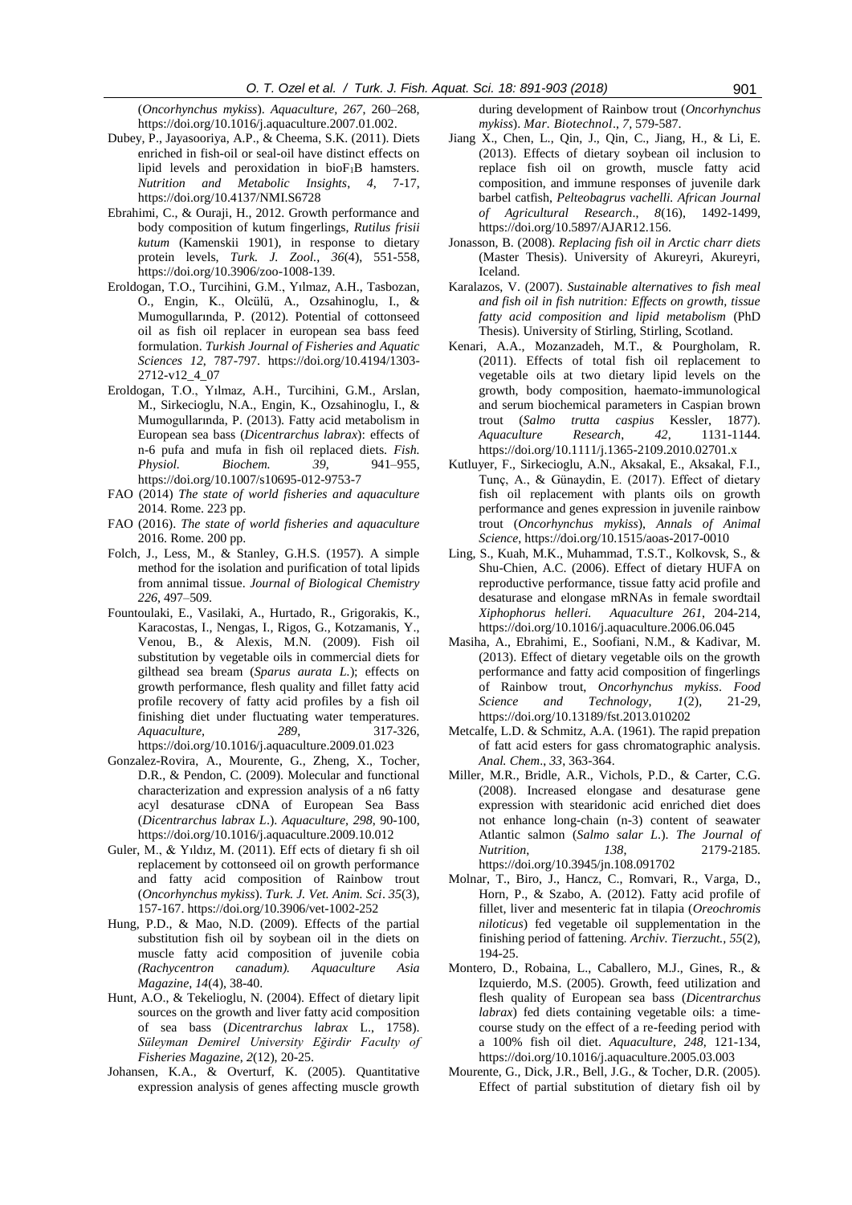(*Oncorhynchus mykiss*). *Aquaculture, 267*, 260–268, https://doi.org/10.1016/j.aquaculture.2007.01.002.

Dubey, P., Jayasooriya, A.P., & Cheema, S.K. (2011). Diets enriched in fish-oil or seal-oil have distinct effects on lipid levels and peroxidation in bio$F_1$B hamsters. *Nutrition and Metabolic Insights*, *4*, 7-17, https://doi.org/10.4137/NMI.S6728

Ebrahimi, C., & Ouraji, H., 2012. Growth performance and body composition of kutum fingerlings, *Rutilus frisii kutum* (Kamenskii 1901), in response to dietary protein levels, *Turk. J. Zool., 36*(4), 551-558, https://doi.org/10.3906/zoo-1008-139.

Eroldogan, T.O., Turcihini, G.M., Yılmaz, A.H., Tasbozan, O., Engin, K., Olcülü, A., Ozsahinoglu, I., & Mumogullarında, P. (2012). Potential of cottonseed oil as fish oil replacer in european sea bass feed formulation. *Turkish Journal of Fisheries and Aquatic Sciences 12*, 787-797. https://doi.org/10.4194/1303-2712-v12_4_07

Eroldogan, T.O., Yılmaz, A.H., Turcihini, G.M., Arslan, M., Sirkecioglu, N.A., Engin, K., Ozsahinoglu, I., & Mumogullarında, P. (2013). Fatty acid metabolism in European sea bass (*Dicentrarchus labrax*): effects of n-6 pufa and mufa in fish oil replaced diets. *Fish. Physiol. Biochem. 39*, 941–955, https://doi.org/10.1007/s10695-012-9753-7

FAO (2014) *The state of world fisheries and aquaculture* 2014. Rome. 223 pp.

FAO (2016). *The state of world fisheries and aquaculture* 2016. Rome. 200 pp.

Folch, J., Less, M., & Stanley, G.H.S. (1957). A simple method for the isolation and purification of total lipids from annimal tissue. *Journal of Biological Chemistry 226*, 497–509.

Fountoulaki, E., Vasilaki, A., Hurtado, R., Grigorakis, K., Karacostas, I., Nengas, I., Rigos, G., Kotzamanis, Y., Venou, B., & Alexis, M.N. (2009). Fish oil substitution by vegetable oils in commercial diets for gilthead sea bream (*Sparus aurata L.*); effects on growth performance, flesh quality and fillet fatty acid profile recovery of fatty acid profiles by a fish oil finishing diet under fluctuating water temperatures. *Aquaculture, 289*, 317-326, https://doi.org/10.1016/j.aquaculture.2009.01.023

Gonzalez-Rovira, A., Mourente, G., Zheng, X., Tocher, D.R., & Pendon, C. (2009). Molecular and functional characterization and expression analysis of a n6 fatty acyl desaturase cDNA of European Sea Bass (*Dicentrarchus labrax L.*). *Aquaculture, 298*, 90-100, https://doi.org/10.1016/j.aquaculture.2009.10.012

Guler, M., & Yıldız, M. (2011). Eff ects of dietary fi sh oil replacement by cottonseed oil on growth performance and fatty acid composition of Rainbow trout (*Oncorhynchus mykiss*). *Turk. J. Vet. Anim. Sci*. *35*(3), 157-167. https://doi.org/10.3906/vet-1002-252

Hung, P.D., & Mao, N.D. (2009). Effects of the partial substitution fish oil by soybean oil in the diets on muscle fatty acid composition of juvenile cobia *(Rachycentron canadum). Aquaculture Asia Magazine, 14*(4), 38-40.

Hunt, A.O., & Tekelioglu, N. (2004). Effect of dietary lipit sources on the growth and liver fatty acid composition of sea bass (*Dicentrarchus labrax* L., 1758). *Süleyman Demirel University Eğirdir Faculty of Fisheries Magazine, 2*(12), 20-25.

Johansen, K.A., & Overturf, K. (2005). Quantitative expression analysis of genes affecting muscle growth during development of Rainbow trout (*Oncorhynchus mykiss*). *Mar. Biotechnol*., *7*, 579-587.

Jiang X., Chen, L., Qin, J., Qin, C., Jiang, H., & Li, E. (2013). Effects of dietary soybean oil inclusion to replace fish oil on growth, muscle fatty acid composition, and immune responses of juvenile dark barbel catfish, *Pelteobagrus vachelli. African Journal of Agricultural Research*., *8*(16), 1492-1499, https://doi.org/10.5897/AJAR12.156.

Jonasson, B. (2008). *Replacing fish oil in Arctic charr diets* (Master Thesis). University of Akureyri, Akureyri, Iceland.

Karalazos, V. (2007). *Sustainable alternatives to fish meal and fish oil in fish nutrition: Effects on growth, tissue fatty acid composition and lipid metabolism* (PhD Thesis). University of Stirling, Stirling, Scotland.

Kenari, A.A., Mozanzadeh, M.T., & Pourgholam, R. (2011). Effects of total fish oil replacement to vegetable oils at two dietary lipid levels on the growth, body composition, haemato-immunological and serum biochemical parameters in Caspian brown trout (*Salmo trutta caspius* Kessler, 1877). *Aquaculture Research*, *42*, 1131-1144. https://doi.org/10.1111/j.1365-2109.2010.02701.x

Kutluyer, F., Sirkecioglu, A.N., Aksakal, E., Aksakal, F.I., Tunç, A., & Günaydin, E. (2017). Effect of dietary fish oil replacement with plants oils on growth performance and genes expression in juvenile rainbow trout (*Oncorhynchus mykiss*), *Annals of Animal Science*, https://doi.org/10.1515/aoas-2017-0010

Ling, S., Kuah, M.K., Muhammad, T.S.T., Kolkovsk, S., & Shu-Chien, A.C. (2006). Effect of dietary HUFA on reproductive performance, tissue fatty acid profile and desaturase and elongase mRNAs in female swordtail *Xiphophorus helleri. Aquaculture 261*, 204-214, https://doi.org/10.1016/j.aquaculture.2006.06.045

Masiha, A., Ebrahimi, E., Soofiani, N.M., & Kadivar, M. (2013). Effect of dietary vegetable oils on the growth performance and fatty acid composition of fingerlings of Rainbow trout, *Oncorhynchus mykiss*. *Food Science and Technology*, *1*(2), 21-29, https://doi.org/10.13189/fst.2013.010202

Metcalfe, L.D. & Schmitz, A.A. (1961). The rapid prepation of fatt acid esters for gass chromatographic analysis. *Anal. Chem*., *33*, 363-364.

Miller, M.R., Bridle, A.R., Vichols, P.D., & Carter, C.G. (2008). Increased elongase and desaturase gene expression with stearidonic acid enriched diet does not enhance long-chain (n-3) content of seawater Atlantic salmon (*Salmo salar L*.). *The Journal of Nutrition*, *138*, 2179-2185. https://doi.org/10.3945/jn.108.091702

Molnar, T., Biro, J., Hancz, C., Romvari, R., Varga, D., Horn, P., & Szabo, A. (2012). Fatty acid profile of fillet, liver and mesenteric fat in tilapia (*Oreochromis niloticus*) fed vegetable oil supplementation in the finishing period of fattening. *Archiv. Tierzucht., 55*(2), 194-25.

Montero, D., Robaina, L., Caballero, M.J., Gines, R., & Izquierdo, M.S. (2005). Growth, feed utilization and flesh quality of European sea bass (*Dicentrarchus labrax*) fed diets containing vegetable oils: a time-course study on the effect of a re-feeding period with a 100% fish oil diet. *Aquaculture, 248*, 121-134, https://doi.org/10.1016/j.aquaculture.2005.03.003

Mourente, G., Dick, J.R., Bell, J.G., & Tocher, D.R. (2005). Effect of partial substitution of dietary fish oil by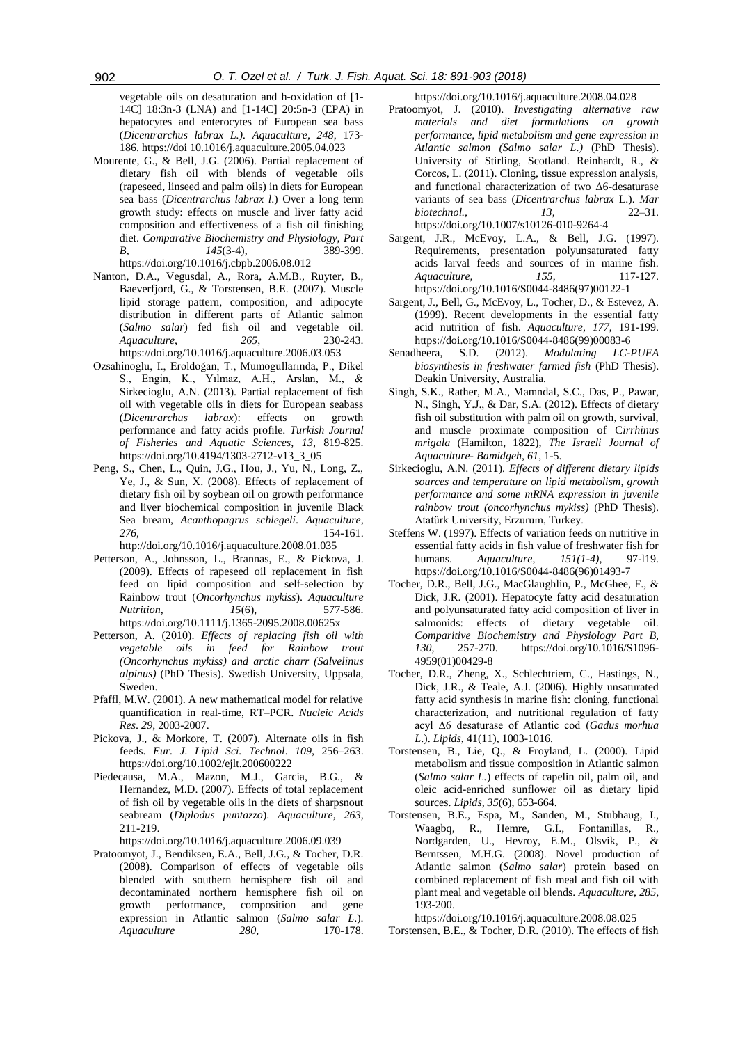vegetable oils on desaturation and h-oxidation of [1-14C] 18:3n-3 (LNA) and [1-14C] 20:5n-3 (EPA) in hepatocytes and enterocytes of European sea bass (*Dicentrarchus labrax L.). Aquaculture, 248*, 173-186. https://doi 10.1016/j.aquaculture.2005.04.023

Mourente, G., & Bell, J.G. (2006). Partial replacement of dietary fish oil with blends of vegetable oils (rapeseed, linseed and palm oils) in diets for European sea bass (*Dicentrarchus labrax l*.) Over a long term growth study: effects on muscle and liver fatty acid composition and effectiveness of a fish oil finishing diet. *Comparative Biochemistry and Physiology, Part B, 145*(3-4), 389-399. https://doi.org/10.1016/j.cbpb.2006.08.012

Nanton, D.A., Vegusdal, A., Rora, A.M.B., Ruyter, B., Baeverfjord, G., & Torstensen, B.E. (2007). Muscle lipid storage pattern, composition, and adipocyte distribution in different parts of Atlantic salmon (*Salmo salar*) fed fish oil and vegetable oil. *Aquaculture, 265*, 230-243. https://doi.org/10.1016/j.aquaculture.2006.03.053

Ozsahinoglu, I., Eroldoğan, T., Mumogullarında, P., Dikel S., Engin, K., Yılmaz, A.H., Arslan, M., & Sirkecioglu, A.N. (2013). Partial replacement of fish oil with vegetable oils in diets for European seabass (*Dicentrarchus labrax*): effects on growth performance and fatty acids profile. *Turkish Journal of Fisheries and Aquatic Sciences, 13*, 819-825. https://doi.org/10.4194/1303-2712-v13_3_05

Peng, S., Chen, L., Quin, J.G., Hou, J., Yu, N., Long, Z., Ye, J., & Sun, X. (2008). Effects of replacement of dietary fish oil by soybean oil on growth performance and liver biochemical composition in juvenile Black Sea bream, *Acanthopagrus schlegeli*. *Aquaculture, 276*, 154-161. http://doi.org/10.1016/j.aquaculture.2008.01.035

Petterson, A., Johnsson, L., Brannas, E., & Pickova, J. (2009). Effects of rapeseed oil replacement in fish feed on lipid composition and self-selection by Rainbow trout (*Oncorhynchus mykiss*). *Aquaculture Nutrition, 15*(6), 577-586. https://doi.org/10.1111/j.1365-2095.2008.00625x

Petterson, A. (2010). *Effects of replacing fish oil with vegetable oils in feed for Rainbow trout (Oncorhynchus mykiss) and arctic charr (Salvelinus alpinus)* (PhD Thesis). Swedish University, Uppsala, Sweden.

Pfaffl, M.W. (2001). A new mathematical model for relative quantification in real-time, RT–PCR. *Nucleic Acids Res*. *29*, 2003-2007.

Pickova, J., & Morkore, T. (2007). Alternate oils in fish feeds. *Eur. J. Lipid Sci. Technol*. *109*, 256–263. https://doi.org/10.1002/ejlt.200600222

Piedecausa, M.A., Mazon, M.J., Garcia, B.G., & Hernandez, M.D. (2007). Effects of total replacement of fish oil by vegetable oils in the diets of sharpsnout seabream (*Diplodus puntazzo*). *Aquaculture, 263*, 211-219. https://doi.org/10.1016/j.aquaculture.2006.09.039

Pratoomyot, J., Bendiksen, E.A., Bell, J.G., & Tocher, D.R. (2008). Comparison of effects of vegetable oils blended with southern hemisphere fish oil and decontaminated northern hemisphere fish oil on growth performance, composition and gene expression in Atlantic salmon (*Salmo salar L*.). *Aquaculture 280*, 170-178. https://doi.org/10.1016/j.aquaculture.2008.04.028

Pratoomyot, J. (2010). *Investigating alternative raw materials and diet formulations on growth performance, lipid metabolism and gene expression in Atlantic salmon (Salmo salar L.)* (PhD Thesis). University of Stirling, Scotland.

Reinhardt, R., & Corcos, L. (2011). Cloning, tissue expression analysis, and functional characterization of two Δ6-desaturase variants of sea bass (*Dicentrarchus labrax* L.). *Mar biotechnol., 13*, 22–31. https://doi.org/10.1007/s10126-010-9264-4

Sargent, J.R., McEvoy, L.A., & Bell, J.G. (1997). Requirements, presentation polyunsaturated fatty acids larval feeds and sources of in marine fish. *Aquaculture, 155*, 117-127. https://doi.org/10.1016/S0044-8486(97)00122-1

Sargent, J., Bell, G., McEvoy, L., Tocher, D., & Estevez, A. (1999). Recent developments in the essential fatty acid nutrition of fish. *Aquaculture, 177*, 191-199. https://doi.org/10.1016/S0044-8486(99)00083-6

Senadheera, S.D. (2012). *Modulating LC-PUFA biosynthesis in freshwater farmed fish* (PhD Thesis). Deakin University, Australia.

Singh, S.K., Rather, M.A., Mamndal, S.C., Das, P., Pawar, N., Singh, Y.J., & Dar, S.A. (2012). Effects of dietary fish oil substitution with palm oil on growth, survival, and muscle proximate composition of C*irrhinus mrigala* (Hamilton, 1822), *The Israeli Journal of Aquaculture- Bamidgeh, 61*, 1-5.

Sirkecioglu, A.N. (2011). *Effects of different dietary lipids sources and temperature on lipid metabolism, growth performance and some mRNA expression in juvenile rainbow trout (oncorhynchus mykiss)* (PhD Thesis). Atatürk University, Erzurum, Turkey.

Steffens W. (1997). Effects of variation feeds on nutritive in essential fatty acids in fish value of freshwater fish for humans. *Aquaculture, 151(1-4)*, 97-l19. https://doi.org/10.1016/S0044-8486(96)01493-7

Tocher, D.R., Bell, J.G., MacGlaughlin, P., McGhee, F., & Dick, J.R. (2001). Hepatocyte fatty acid desaturation and polyunsaturated fatty acid composition of liver in salmonids: effects of dietary vegetable oil. *Comparitive Biochemistry and Physiology Part B, 130*, 257-270. https://doi.org/10.1016/S1096-4959(01)00429-8

Tocher, D.R., Zheng, X., Schlechtriem, C., Hastings, N., Dick, J.R., & Teale, A.J. (2006). Highly unsaturated fatty acid synthesis in marine fish: cloning, functional characterization, and nutritional regulation of fatty acyl Δ6 desaturase of Atlantic cod (*Gadus morhua L*.). *Lipids*, 41(11), 1003-1016.

Torstensen, B., Lie, Q., & Froyland, L. (2000). Lipid metabolism and tissue composition in Atlantic salmon (*Salmo salar L.*) effects of capelin oil, palm oil, and oleic acid-enriched sunflower oil as dietary lipid sources. *Lipids, 35*(6), 653-664.

Torstensen, B.E., Espa, M., Sanden, M., Stubhaug, I., Waagbq, R., Hemre, G.I., Fontanillas, R., Nordgarden, U., Hevroy, E.M., Olsvik, P., & Berntssen, M.H.G. (2008). Novel production of Atlantic salmon (*Salmo salar*) protein based on combined replacement of fish meal and fish oil with plant meal and vegetable oil blends. *Aquaculture, 285*, 193-200. https://doi.org/10.1016/j.aquaculture.2008.08.025

Torstensen, B.E., & Tocher, D.R. (2010). The effects of fish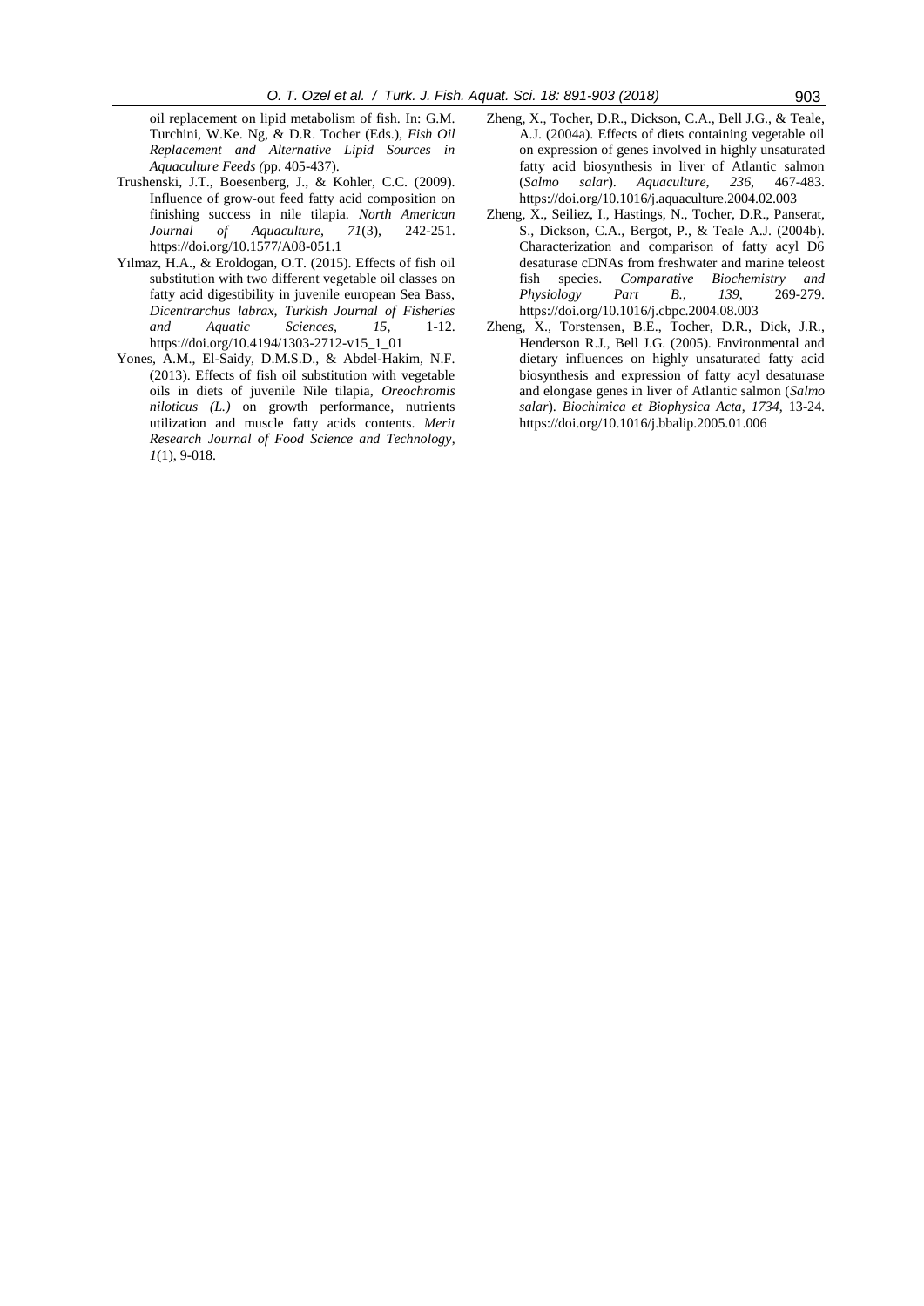oil replacement on lipid metabolism of fish. In: G.M. Turchini, W.Ke. Ng, & D.R. Tocher (Eds.), *Fish Oil Replacement and Alternative Lipid Sources in Aquaculture Feeds (*pp. 405-437).

Trushenski, J.T., Boesenberg, J., & Kohler, C.C. (2009). Influence of grow-out feed fatty acid composition on finishing success in nile tilapia. *North American Journal of Aquaculture*, *71*(3), 242-251. https://doi.org/10.1577/A08-051.1

Yılmaz, H.A., & Eroldogan, O.T. (2015). Effects of fish oil substitution with two different vegetable oil classes on fatty acid digestibility in juvenile european Sea Bass, *Dicentrarchus labrax, Turkish Journal of Fisheries and Aquatic Sciences, 15*, 1-12. https://doi.org/10.4194/1303-2712-v15_1_01

Yones, A.M., El-Saidy, D.M.S.D., & Abdel-Hakim, N.F. (2013). Effects of fish oil substitution with vegetable oils in diets of juvenile Nile tilapia, *Oreochromis niloticus (L.)* on growth performance, nutrients utilization and muscle fatty acids contents. *Merit Research Journal of Food Science and Technology*, *1*(1), 9-018.

Zheng, X., Tocher, D.R., Dickson, C.A., Bell J.G., & Teale, A.J. (2004a). Effects of diets containing vegetable oil on expression of genes involved in highly unsaturated fatty acid biosynthesis in liver of Atlantic salmon (*Salmo salar*). *Aquaculture*, *236*, 467-483. https://doi.org/10.1016/j.aquaculture.2004.02.003

Zheng, X., Seiliez, I., Hastings, N., Tocher, D.R., Panserat, S., Dickson, C.A., Bergot, P., & Teale A.J. (2004b). Characterization and comparison of fatty acyl D6 desaturase cDNAs from freshwater and marine teleost fish species. *Comparative Biochemistry and Physiology Part B., 139*, 269-279. https://doi.org/10.1016/j.cbpc.2004.08.003

Zheng, X., Torstensen, B.E., Tocher, D.R., Dick, J.R., Henderson R.J., Bell J.G. (2005). Environmental and dietary influences on highly unsaturated fatty acid biosynthesis and expression of fatty acyl desaturase and elongase genes in liver of Atlantic salmon (*Salmo salar*). *Biochimica et Biophysica Acta, 1734*, 13-24. https://doi.org/10.1016/j.bbalip.2005.01.006